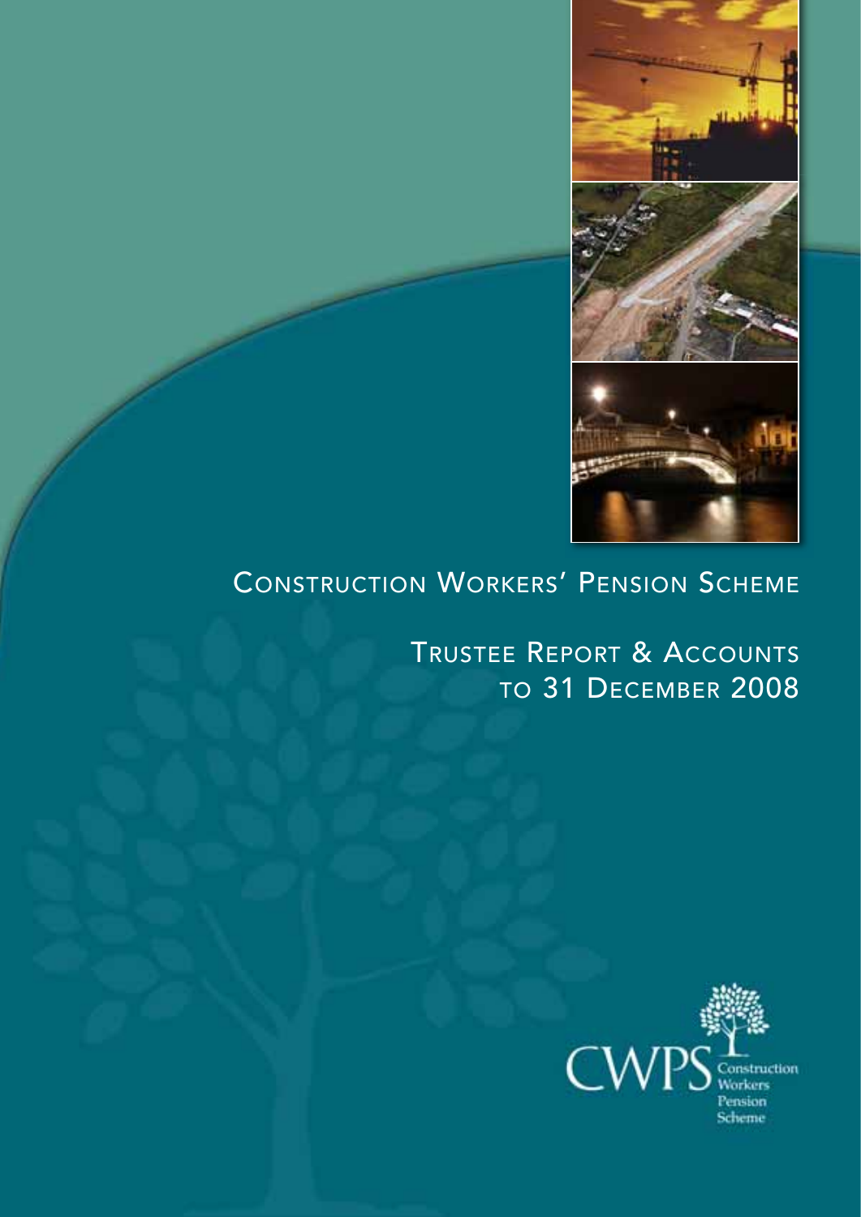# Construction Workers' Pension Scheme

## Trustee Report & Accounts to 31 December 2008

CWPS Construction Workers Pension Scheme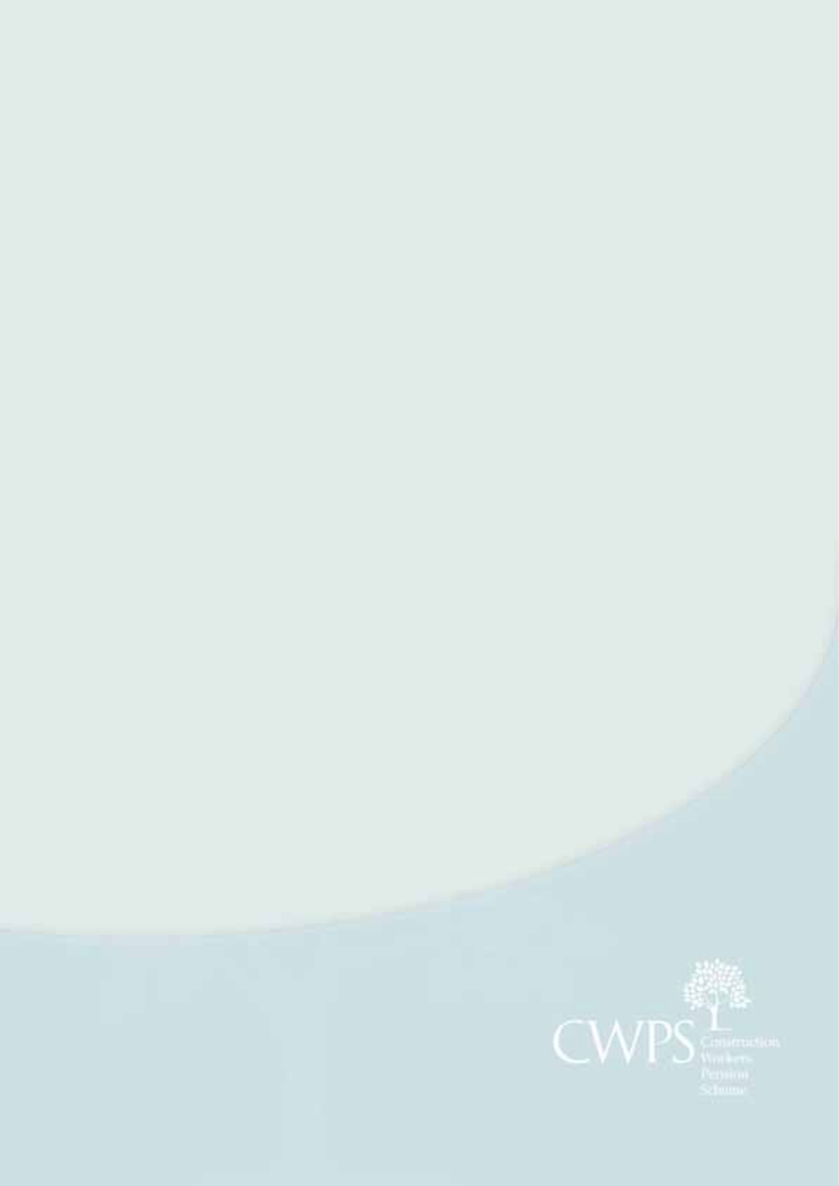CWPS Construction Workers Pension Scheme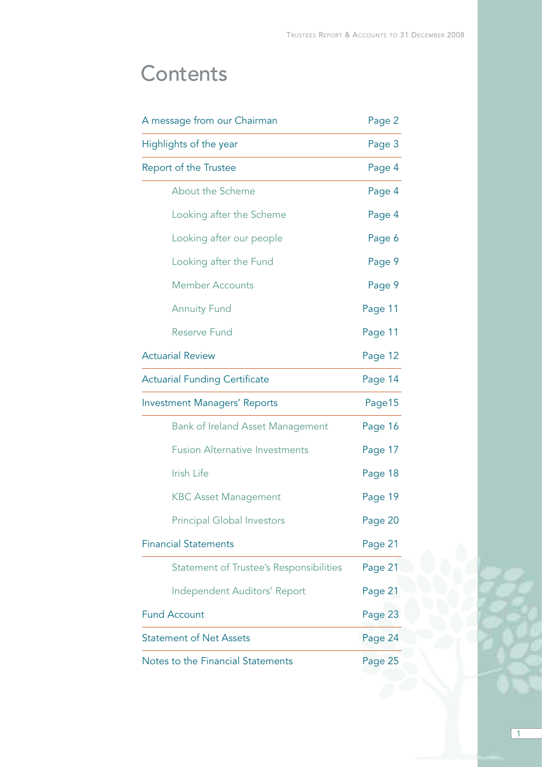# Contents

| | |
|---|---|
| A message from our Chairman | Page 2 |
| Highlights of the year | Page 3 |
| Report of the Trustee | Page 4 |
| About the Scheme | Page 4 |
| Looking after the Scheme | Page 4 |
| Looking after our people | Page 6 |
| Looking after the Fund | Page 9 |
| Member Accounts | Page 9 |
| Annuity Fund | Page 11 |
| Reserve Fund | Page 11 |
| Actuarial Review | Page 12 |
| Actuarial Funding Certificate | Page 14 |
| Investment Managers' Reports | Page15 |
| Bank of Ireland Asset Management | Page 16 |
| Fusion Alternative Investments | Page 17 |
| Irish Life | Page 18 |
| KBC Asset Management | Page 19 |
| Principal Global Investors | Page 20 |
| Financial Statements | Page 21 |
| Statement of Trustee's Responsibilities | Page 21 |
| Independent Auditors' Report | Page 21 |
| Fund Account | Page 23 |
| Statement of Net Assets | Page 24 |
| Notes to the Financial Statements | Page 25 |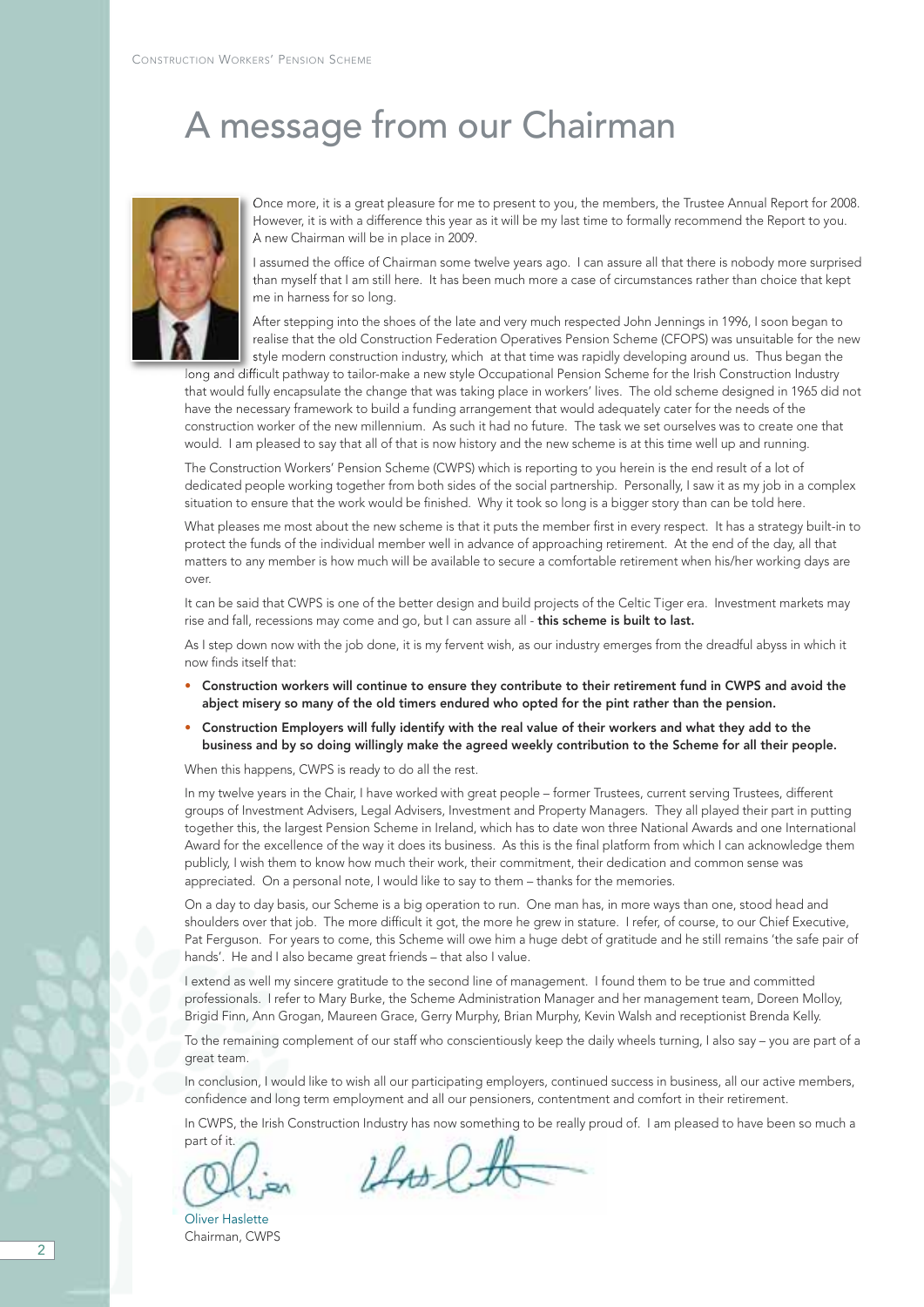# A message from our Chairman

Once more, it is a great pleasure for me to present to you, the members, the Trustee Annual Report for 2008. However, it is with a difference this year as it will be my last time to formally recommend the Report to you. A new Chairman will be in place in 2009.

I assumed the office of Chairman some twelve years ago. I can assure all that there is nobody more surprised than myself that I am still here. It has been much more a case of circumstances rather than choice that kept me in harness for so long.

After stepping into the shoes of the late and very much respected John Jennings in 1996, I soon began to realise that the old Construction Federation Operatives Pension Scheme (CFOPS) was unsuitable for the new style modern construction industry, which at that time was rapidly developing around us. Thus began the long and difficult pathway to tailor-make a new style Occupational Pension Scheme for the Irish Construction Industry that would fully encapsulate the change that was taking place in workers' lives. The old scheme designed in 1965 did not have the necessary framework to build a funding arrangement that would adequately cater for the needs of the construction worker of the new millennium. As such it had no future. The task we set ourselves was to create one that would. I am pleased to say that all of that is now history and the new scheme is at this time well up and running.

The Construction Workers' Pension Scheme (CWPS) which is reporting to you herein is the end result of a lot of dedicated people working together from both sides of the social partnership. Personally, I saw it as my job in a complex situation to ensure that the work would be finished. Why it took so long is a bigger story than can be told here.

What pleases me most about the new scheme is that it puts the member first in every respect. It has a strategy built-in to protect the funds of the individual member well in advance of approaching retirement. At the end of the day, all that matters to any member is how much will be available to secure a comfortable retirement when his/her working days are over.

It can be said that CWPS is one of the better design and build projects of the Celtic Tiger era. Investment markets may rise and fall, recessions may come and go, but I can assure all - **this scheme is built to last.**

As I step down now with the job done, it is my fervent wish, as our industry emerges from the dreadful abyss in which it now finds itself that:

- **Construction workers will continue to ensure they contribute to their retirement fund in CWPS and avoid the abject misery so many of the old timers endured who opted for the pint rather than the pension.**
- **Construction Employers will fully identify with the real value of their workers and what they add to the business and by so doing willingly make the agreed weekly contribution to the Scheme for all their people.**

When this happens, CWPS is ready to do all the rest.

In my twelve years in the Chair, I have worked with great people – former Trustees, current serving Trustees, different groups of Investment Advisers, Legal Advisers, Investment and Property Managers. They all played their part in putting together this, the largest Pension Scheme in Ireland, which has to date won three National Awards and one International Award for the excellence of the way it does its business. As this is the final platform from which I can acknowledge them publicly, I wish them to know how much their work, their commitment, their dedication and common sense was appreciated. On a personal note, I would like to say to them – thanks for the memories.

On a day to day basis, our Scheme is a big operation to run. One man has, in more ways than one, stood head and shoulders over that job. The more difficult it got, the more he grew in stature. I refer, of course, to our Chief Executive, Pat Ferguson. For years to come, this Scheme will owe him a huge debt of gratitude and he still remains 'the safe pair of hands'. He and I also became great friends – that also I value.

I extend as well my sincere gratitude to the second line of management. I found them to be true and committed professionals. I refer to Mary Burke, the Scheme Administration Manager and her management team, Doreen Molloy, Brigid Finn, Ann Grogan, Maureen Grace, Gerry Murphy, Brian Murphy, Kevin Walsh and receptionist Brenda Kelly.

To the remaining complement of our staff who conscientiously keep the daily wheels turning, I also say – you are part of a great team.

In conclusion, I would like to wish all our participating employers, continued success in business, all our active members, confidence and long term employment and all our pensioners, contentment and comfort in their retirement.

In CWPS, the Irish Construction Industry has now something to be really proud of. I am pleased to have been so much a part of it.

Oliver Haslette
Chairman, CWPS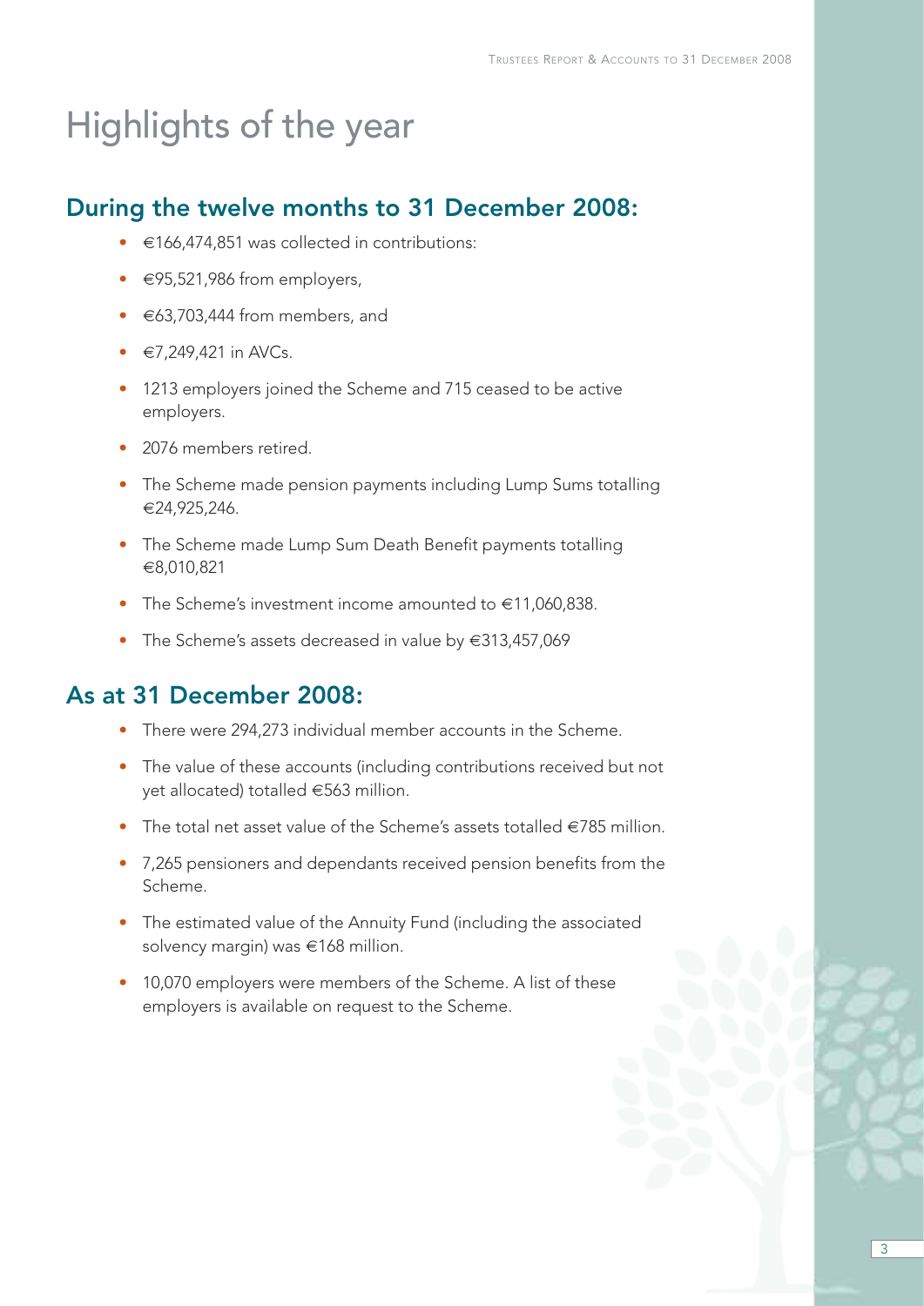# Highlights of the year

## During the twelve months to 31 December 2008:

- €166,474,851 was collected in contributions:
- €95,521,986 from employers,
- €63,703,444 from members, and
- €7,249,421 in AVCs.
- 1213 employers joined the Scheme and 715 ceased to be active employers.
- 2076 members retired.
- The Scheme made pension payments including Lump Sums totalling €24,925,246.
- The Scheme made Lump Sum Death Benefit payments totalling €8,010,821
- The Scheme's investment income amounted to €11,060,838.
- The Scheme's assets decreased in value by €313,457,069

## As at 31 December 2008:

- There were 294,273 individual member accounts in the Scheme.
- The value of these accounts (including contributions received but not yet allocated) totalled €563 million.
- The total net asset value of the Scheme's assets totalled €785 million.
- 7,265 pensioners and dependants received pension benefits from the Scheme.
- The estimated value of the Annuity Fund (including the associated solvency margin) was €168 million.
- 10,070 employers were members of the Scheme. A list of these employers is available on request to the Scheme.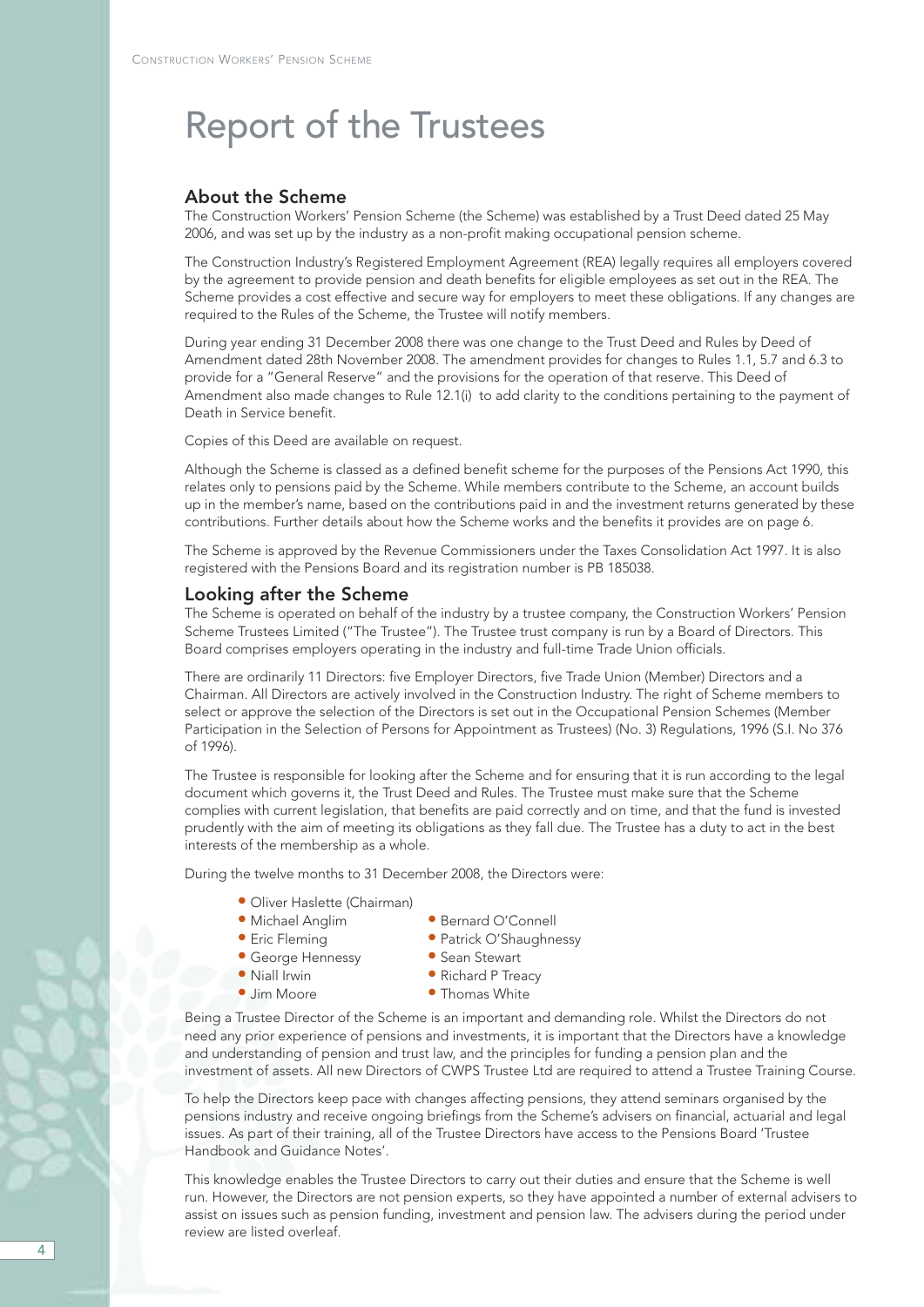# Report of the Trustees

## About the Scheme

The Construction Workers' Pension Scheme (the Scheme) was established by a Trust Deed dated 25 May 2006, and was set up by the industry as a non-profit making occupational pension scheme.

The Construction Industry's Registered Employment Agreement (REA) legally requires all employers covered by the agreement to provide pension and death benefits for eligible employees as set out in the REA. The Scheme provides a cost effective and secure way for employers to meet these obligations. If any changes are required to the Rules of the Scheme, the Trustee will notify members.

During year ending 31 December 2008 there was one change to the Trust Deed and Rules by Deed of Amendment dated 28th November 2008. The amendment provides for changes to Rules 1.1, 5.7 and 6.3 to provide for a "General Reserve" and the provisions for the operation of that reserve. This Deed of Amendment also made changes to Rule 12.1(i) to add clarity to the conditions pertaining to the payment of Death in Service benefit.

Copies of this Deed are available on request.

Although the Scheme is classed as a defined benefit scheme for the purposes of the Pensions Act 1990, this relates only to pensions paid by the Scheme. While members contribute to the Scheme, an account builds up in the member's name, based on the contributions paid in and the investment returns generated by these contributions. Further details about how the Scheme works and the benefits it provides are on page 6.

The Scheme is approved by the Revenue Commissioners under the Taxes Consolidation Act 1997. It is also registered with the Pensions Board and its registration number is PB 185038.

## Looking after the Scheme

The Scheme is operated on behalf of the industry by a trustee company, the Construction Workers' Pension Scheme Trustees Limited ("The Trustee"). The Trustee trust company is run by a Board of Directors. This Board comprises employers operating in the industry and full-time Trade Union officials.

There are ordinarily 11 Directors: five Employer Directors, five Trade Union (Member) Directors and a Chairman. All Directors are actively involved in the Construction Industry. The right of Scheme members to select or approve the selection of the Directors is set out in the Occupational Pension Schemes (Member Participation in the Selection of Persons for Appointment as Trustees) (No. 3) Regulations, 1996 (S.I. No 376 of 1996).

The Trustee is responsible for looking after the Scheme and for ensuring that it is run according to the legal document which governs it, the Trust Deed and Rules. The Trustee must make sure that the Scheme complies with current legislation, that benefits are paid correctly and on time, and that the fund is invested prudently with the aim of meeting its obligations as they fall due. The Trustee has a duty to act in the best interests of the membership as a whole.

During the twelve months to 31 December 2008, the Directors were:

- Oliver Haslette (Chairman)
- Michael Anglim
- Eric Fleming
- George Hennessy
- Niall Irwin
- Jim Moore
- Bernard O'Connell
- Patrick O'Shaughnessy
- Sean Stewart
- Richard P Treacy
- Thomas White

Being a Trustee Director of the Scheme is an important and demanding role. Whilst the Directors do not need any prior experience of pensions and investments, it is important that the Directors have a knowledge and understanding of pension and trust law, and the principles for funding a pension plan and the investment of assets. All new Directors of CWPS Trustee Ltd are required to attend a Trustee Training Course.

To help the Directors keep pace with changes affecting pensions, they attend seminars organised by the pensions industry and receive ongoing briefings from the Scheme's advisers on financial, actuarial and legal issues. As part of their training, all of the Trustee Directors have access to the Pensions Board 'Trustee Handbook and Guidance Notes'.

This knowledge enables the Trustee Directors to carry out their duties and ensure that the Scheme is well run. However, the Directors are not pension experts, so they have appointed a number of external advisers to assist on issues such as pension funding, investment and pension law. The advisers during the period under review are listed overleaf.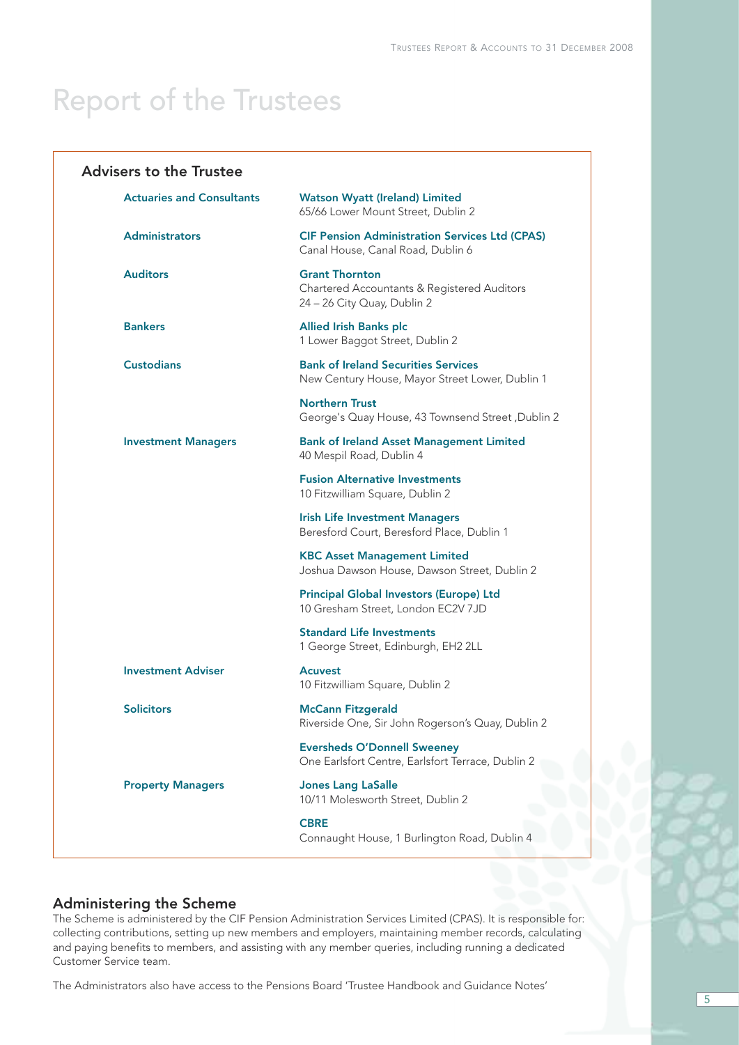# Report of the Trustees

## Advisers to the Trustee

| | |
|---|---|
| **Actuaries and Consultants** | **Watson Wyatt (Ireland) Limited**<br>65/66 Lower Mount Street, Dublin 2 |
| **Administrators** | **CIF Pension Administration Services Ltd (CPAS)**<br>Canal House, Canal Road, Dublin 6 |
| **Auditors** | **Grant Thornton**<br>Chartered Accountants & Registered Auditors<br>24 – 26 City Quay, Dublin 2 |
| **Bankers** | **Allied Irish Banks plc**<br>1 Lower Baggot Street, Dublin 2 |
| **Custodians** | **Bank of Ireland Securities Services**<br>New Century House, Mayor Street Lower, Dublin 1 |
| | **Northern Trust**<br>George's Quay House, 43 Townsend Street ,Dublin 2 |
| **Investment Managers** | **Bank of Ireland Asset Management Limited**<br>40 Mespil Road, Dublin 4 |
| | **Fusion Alternative Investments**<br>10 Fitzwilliam Square, Dublin 2 |
| | **Irish Life Investment Managers**<br>Beresford Court, Beresford Place, Dublin 1 |
| | **KBC Asset Management Limited**<br>Joshua Dawson House, Dawson Street, Dublin 2 |
| | **Principal Global Investors (Europe) Ltd**<br>10 Gresham Street, London EC2V 7JD |
| | **Standard Life Investments**<br>1 George Street, Edinburgh, EH2 2LL |
| **Investment Adviser** | **Acuvest**<br>10 Fitzwilliam Square, Dublin 2 |
| **Solicitors** | **McCann Fitzgerald**<br>Riverside One, Sir John Rogerson's Quay, Dublin 2 |
| | **Eversheds O'Donnell Sweeney**<br>One Earlsfort Centre, Earlsfort Terrace, Dublin 2 |
| **Property Managers** | **Jones Lang LaSalle**<br>10/11 Molesworth Street, Dublin 2 |
| | **CBRE**<br>Connaught House, 1 Burlington Road, Dublin 4 |

## Administering the Scheme

The Scheme is administered by the CIF Pension Administration Services Limited (CPAS). It is responsible for: collecting contributions, setting up new members and employers, maintaining member records, calculating and paying benefits to members, and assisting with any member queries, including running a dedicated Customer Service team.

The Administrators also have access to the Pensions Board 'Trustee Handbook and Guidance Notes'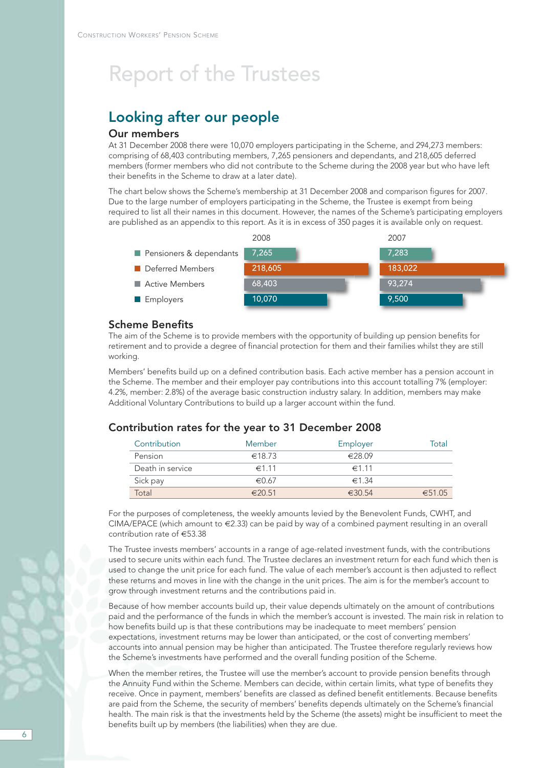# Report of the Trustees

## Looking after our people

### Our members

At 31 December 2008 there were 10,070 employers participating in the Scheme, and 294,273 members: comprising of 68,403 contributing members, 7,265 pensioners and dependants, and 218,605 deferred members (former members who did not contribute to the Scheme during the 2008 year but who have left their benefits in the Scheme to draw at a later date).

The chart below shows the Scheme's membership at 31 December 2008 and comparison figures for 2007. Due to the large number of employers participating in the Scheme, the Trustee is exempt from being required to list all their names in this document. However, the names of the Scheme's participating employers are published as an appendix to this report. As it is in excess of 350 pages it is available only on request.

| | 2008 | 2007 |
|---|---|---|
| Pensioners & dependants | 7,265 | 7,283 |
| Deferred Members | 218,605 | 183,022 |
| Active Members | 68,403 | 93,274 |
| Employers | 10,070 | 9,500 |

### Scheme Benefits

The aim of the Scheme is to provide members with the opportunity of building up pension benefits for retirement and to provide a degree of financial protection for them and their families whilst they are still working.

Members' benefits build up on a defined contribution basis. Each active member has a pension account in the Scheme. The member and their employer pay contributions into this account totalling 7% (employer: 4.2%, member: 2.8%) of the average basic construction industry salary. In addition, members may make Additional Voluntary Contributions to build up a larger account within the fund.

### Contribution rates for the year to 31 December 2008

| Contribution | Member | Employer | Total |
|---|---|---|---|
| Pension | €18.73 | €28.09 | |
| Death in service | €1.11 | €1.11 | |
| Sick pay | €0.67 | €1.34 | |
| Total | €20.51 | €30.54 | €51.05 |

For the purposes of completeness, the weekly amounts levied by the Benevolent Funds, CWHT, and CIMA/EPACE (which amount to €2.33) can be paid by way of a combined payment resulting in an overall contribution rate of €53.38

The Trustee invests members' accounts in a range of age-related investment funds, with the contributions used to secure units within each fund. The Trustee declares an investment return for each fund which then is used to change the unit price for each fund. The value of each member's account is then adjusted to reflect these returns and moves in line with the change in the unit prices. The aim is for the member's account to grow through investment returns and the contributions paid in.

Because of how member accounts build up, their value depends ultimately on the amount of contributions paid and the performance of the funds in which the member's account is invested. The main risk in relation to how benefits build up is that these contributions may be inadequate to meet members' pension expectations, investment returns may be lower than anticipated, or the cost of converting members' accounts into annual pension may be higher than anticipated. The Trustee therefore regularly reviews how the Scheme's investments have performed and the overall funding position of the Scheme.

When the member retires, the Trustee will use the member's account to provide pension benefits through the Annuity Fund within the Scheme. Members can decide, within certain limits, what type of benefits they receive. Once in payment, members' benefits are classed as defined benefit entitlements. Because benefits are paid from the Scheme, the security of members' benefits depends ultimately on the Scheme's financial health. The main risk is that the investments held by the Scheme (the assets) might be insufficient to meet the benefits built up by members (the liabilities) when they are due.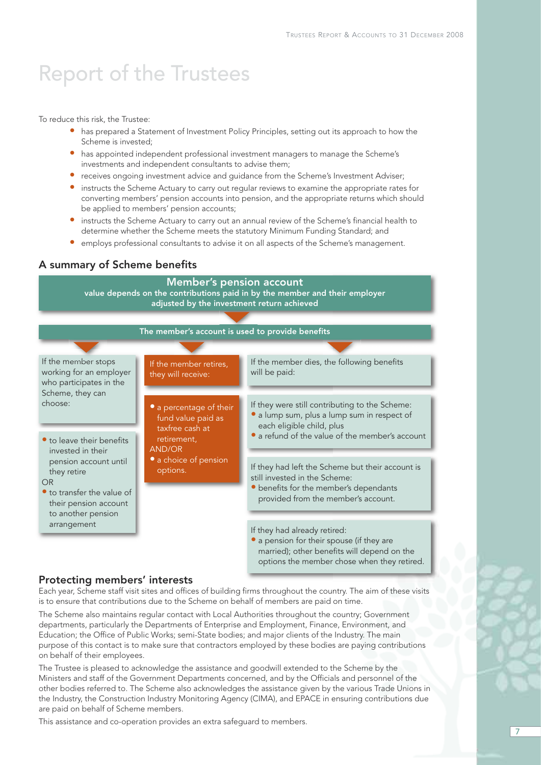# Report of the Trustees

To reduce this risk, the Trustee:

- has prepared a Statement of Investment Policy Principles, setting out its approach to how the Scheme is invested;
- has appointed independent professional investment managers to manage the Scheme's investments and independent consultants to advise them;
- receives ongoing investment advice and guidance from the Scheme's Investment Adviser;
- instructs the Scheme Actuary to carry out regular reviews to examine the appropriate rates for converting members' pension accounts into pension, and the appropriate returns which should be applied to members' pension accounts;
- instructs the Scheme Actuary to carry out an annual review of the Scheme's financial health to determine whether the Scheme meets the statutory Minimum Funding Standard; and
- employs professional consultants to advise it on all aspects of the Scheme's management.

## A summary of Scheme benefits

**Member's pension account**

**value depends on the contributions paid in by the member and their employer adjusted by the investment return achieved**

**The member's account is used to provide benefits**

If the member stops working for an employer who participates in the Scheme, they can choose:

- to leave their benefits invested in their pension account until they retire

OR

- to transfer the value of their pension account to another pension arrangement

If the member retires, they will receive:

- a percentage of their fund value paid as taxfree cash at retirement,

AND/OR

- a choice of pension options.

If the member dies, the following benefits will be paid:

If they were still contributing to the Scheme:

- a lump sum, plus a lump sum in respect of each eligible child, plus
- a refund of the value of the member's account

If they had left the Scheme but their account is still invested in the Scheme:

- benefits for the member's dependants provided from the member's account.

If they had already retired:

- a pension for their spouse (if they are married); other benefits will depend on the options the member chose when they retired.

## Protecting members' interests

Each year, Scheme staff visit sites and offices of building firms throughout the country. The aim of these visits is to ensure that contributions due to the Scheme on behalf of members are paid on time.

The Scheme also maintains regular contact with Local Authorities throughout the country; Government departments, particularly the Departments of Enterprise and Employment, Finance, Environment, and Education; the Office of Public Works; semi-State bodies; and major clients of the Industry. The main purpose of this contact is to make sure that contractors employed by these bodies are paying contributions on behalf of their employees.

The Trustee is pleased to acknowledge the assistance and goodwill extended to the Scheme by the Ministers and staff of the Government Departments concerned, and by the Officials and personnel of the other bodies referred to. The Scheme also acknowledges the assistance given by the various Trade Unions in the Industry, the Construction Industry Monitoring Agency (CIMA), and EPACE in ensuring contributions due are paid on behalf of Scheme members.

This assistance and co-operation provides an extra safeguard to members.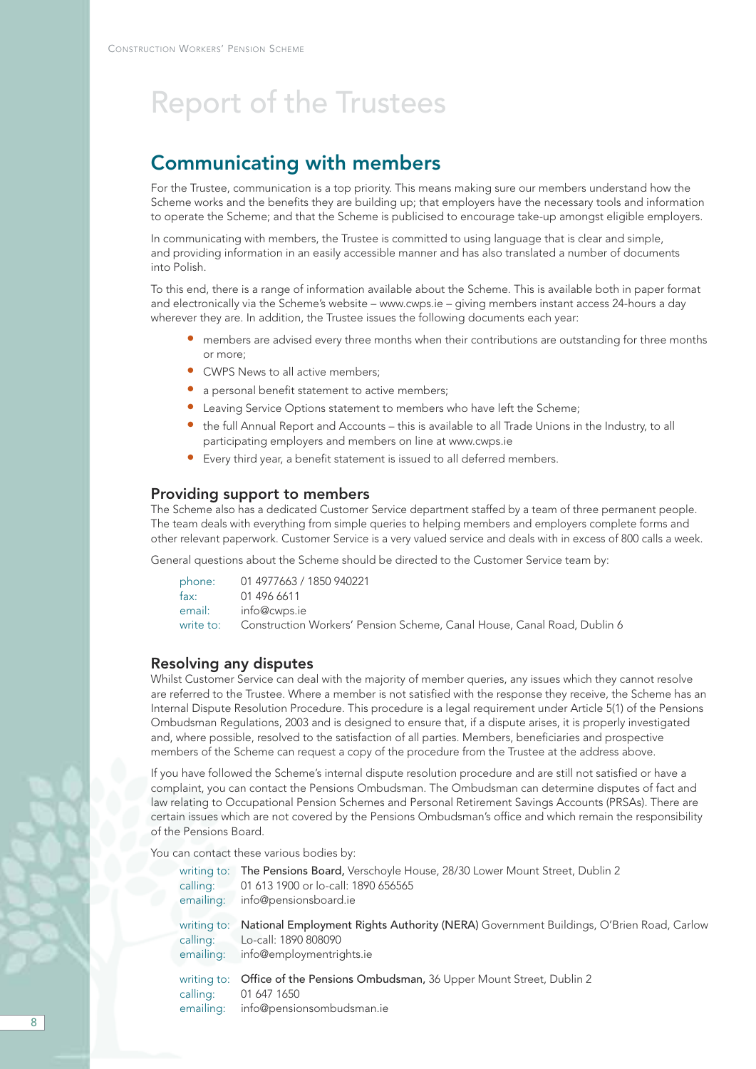# Report of the Trustees

## Communicating with members

For the Trustee, communication is a top priority. This means making sure our members understand how the Scheme works and the benefits they are building up; that employers have the necessary tools and information to operate the Scheme; and that the Scheme is publicised to encourage take-up amongst eligible employers.

In communicating with members, the Trustee is committed to using language that is clear and simple, and providing information in an easily accessible manner and has also translated a number of documents into Polish.

To this end, there is a range of information available about the Scheme. This is available both in paper format and electronically via the Scheme's website – www.cwps.ie – giving members instant access 24-hours a day wherever they are. In addition, the Trustee issues the following documents each year:

- members are advised every three months when their contributions are outstanding for three months or more;
- CWPS News to all active members;
- a personal benefit statement to active members;
- Leaving Service Options statement to members who have left the Scheme;
- the full Annual Report and Accounts – this is available to all Trade Unions in the Industry, to all participating employers and members on line at www.cwps.ie
- Every third year, a benefit statement is issued to all deferred members.

### Providing support to members

The Scheme also has a dedicated Customer Service department staffed by a team of three permanent people. The team deals with everything from simple queries to helping members and employers complete forms and other relevant paperwork. Customer Service is a very valued service and deals with in excess of 800 calls a week.

General questions about the Scheme should be directed to the Customer Service team by:

phone: 01 4977663 / 1850 940221
fax: 01 496 6611
email: info@cwps.ie
write to: Construction Workers' Pension Scheme, Canal House, Canal Road, Dublin 6

### Resolving any disputes

Whilst Customer Service can deal with the majority of member queries, any issues which they cannot resolve are referred to the Trustee. Where a member is not satisfied with the response they receive, the Scheme has an Internal Dispute Resolution Procedure. This procedure is a legal requirement under Article 5(1) of the Pensions Ombudsman Regulations, 2003 and is designed to ensure that, if a dispute arises, it is properly investigated and, where possible, resolved to the satisfaction of all parties. Members, beneficiaries and prospective members of the Scheme can request a copy of the procedure from the Trustee at the address above.

If you have followed the Scheme's internal dispute resolution procedure and are still not satisfied or have a complaint, you can contact the Pensions Ombudsman. The Ombudsman can determine disputes of fact and law relating to Occupational Pension Schemes and Personal Retirement Savings Accounts (PRSAs). There are certain issues which are not covered by the Pensions Ombudsman's office and which remain the responsibility of the Pensions Board.

You can contact these various bodies by:

writing to: **The Pensions Board,** Verschoyle House, 28/30 Lower Mount Street, Dublin 2
calling: 01 613 1900 or lo-call: 1890 656565
emailing: info@pensionsboard.ie

writing to: **National Employment Rights Authority (NERA)** Government Buildings, O'Brien Road, Carlow
calling: Lo-call: 1890 808090
emailing: info@employmentrights.ie

writing to: **Office of the Pensions Ombudsman,** 36 Upper Mount Street, Dublin 2
calling: 01 647 1650
emailing: info@pensionsombudsman.ie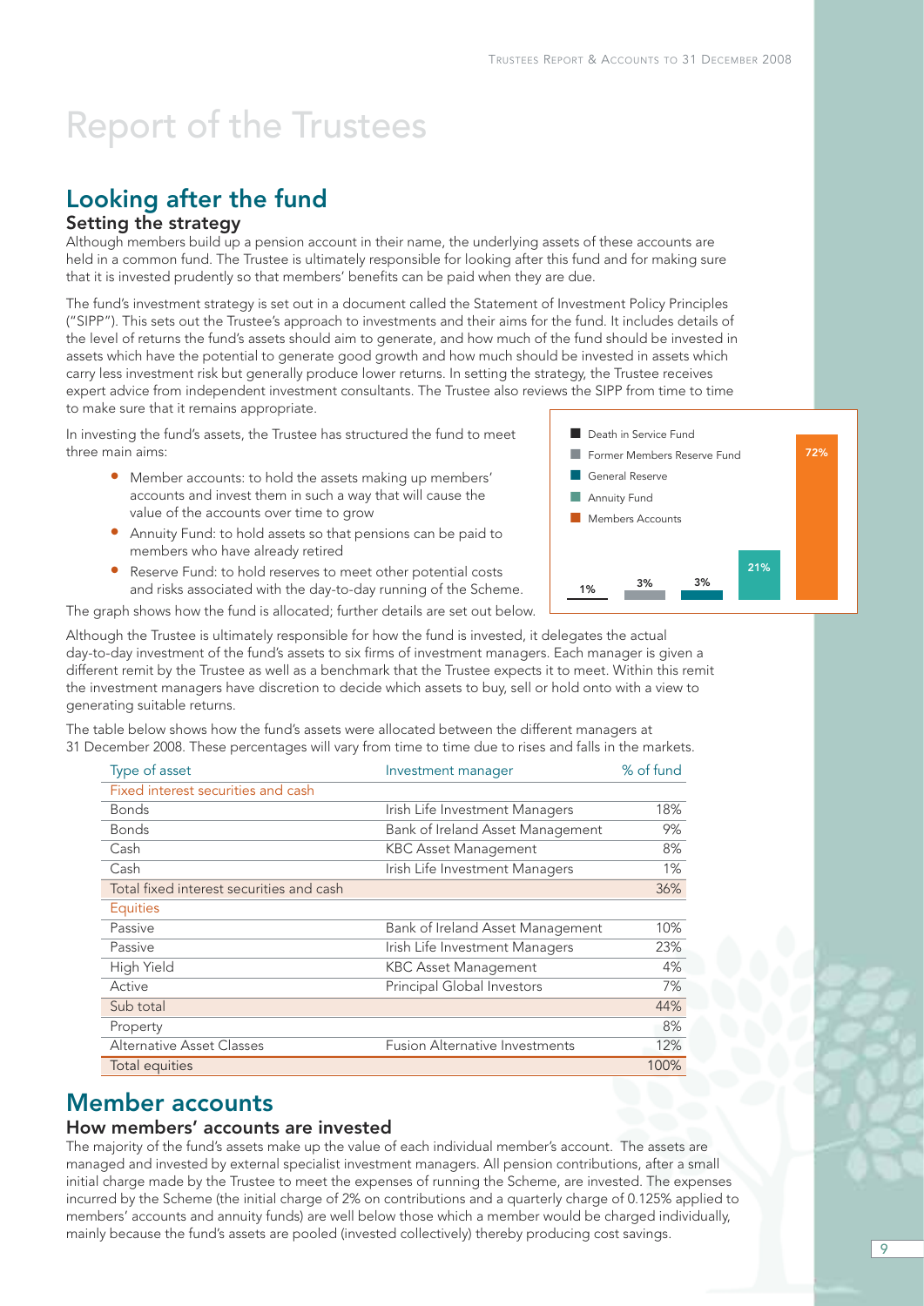# Report of the Trustees

## Looking after the fund

### Setting the strategy

Although members build up a pension account in their name, the underlying assets of these accounts are held in a common fund. The Trustee is ultimately responsible for looking after this fund and for making sure that it is invested prudently so that members' benefits can be paid when they are due.

The fund's investment strategy is set out in a document called the Statement of Investment Policy Principles ("SIPP"). This sets out the Trustee's approach to investments and their aims for the fund. It includes details of the level of returns the fund's assets should aim to generate, and how much of the fund should be invested in assets which have the potential to generate good growth and how much should be invested in assets which carry less investment risk but generally produce lower returns. In setting the strategy, the Trustee receives expert advice from independent investment consultants. The Trustee also reviews the SIPP from time to time to make sure that it remains appropriate.

In investing the fund's assets, the Trustee has structured the fund to meet three main aims:

- Member accounts: to hold the assets making up members' accounts and invest them in such a way that will cause the value of the accounts over time to grow
- Annuity Fund: to hold assets so that pensions can be paid to members who have already retired
- Reserve Fund: to hold reserves to meet other potential costs and risks associated with the day-to-day running of the Scheme.

The graph shows how the fund is allocated; further details are set out below.

| Fund | % |
|---|---|
| Death in Service Fund | 1% |
| Former Members Reserve Fund | 3% |
| General Reserve | 3% |
| Annuity Fund | 21% |
| Members Accounts | 72% |

Although the Trustee is ultimately responsible for how the fund is invested, it delegates the actual day-to-day investment of the fund's assets to six firms of investment managers. Each manager is given a different remit by the Trustee as well as a benchmark that the Trustee expects it to meet. Within this remit the investment managers have discretion to decide which assets to buy, sell or hold onto with a view to generating suitable returns.

The table below shows how the fund's assets were allocated between the different managers at 31 December 2008. These percentages will vary from time to time due to rises and falls in the markets.

| Type of asset | Investment manager | % of fund |
|---|---|---|
| Fixed interest securities and cash | | |
| Bonds | Irish Life Investment Managers | 18% |
| Bonds | Bank of Ireland Asset Management | 9% |
| Cash | KBC Asset Management | 8% |
| Cash | Irish Life Investment Managers | 1% |
| Total fixed interest securities and cash | | 36% |
| Equities | | |
| Passive | Bank of Ireland Asset Management | 10% |
| Passive | Irish Life Investment Managers | 23% |
| High Yield | KBC Asset Management | 4% |
| Active | Principal Global Investors | 7% |
| Sub total | | 44% |
| Property | | 8% |
| Alternative Asset Classes | Fusion Alternative Investments | 12% |
| Total equities | | 100% |

## Member accounts

### How members' accounts are invested

The majority of the fund's assets make up the value of each individual member's account. The assets are managed and invested by external specialist investment managers. All pension contributions, after a small initial charge made by the Trustee to meet the expenses of running the Scheme, are invested. The expenses incurred by the Scheme (the initial charge of 2% on contributions and a quarterly charge of 0.125% applied to members' accounts and annuity funds) are well below those which a member would be charged individually, mainly because the fund's assets are pooled (invested collectively) thereby producing cost savings.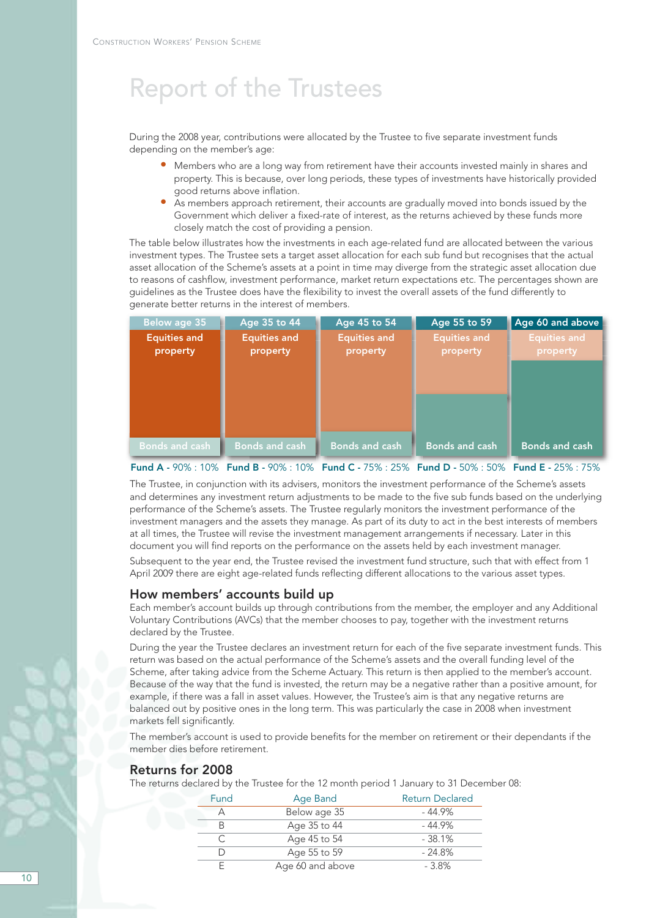# Report of the Trustees

During the 2008 year, contributions were allocated by the Trustee to five separate investment funds depending on the member's age:

- Members who are a long way from retirement have their accounts invested mainly in shares and property. This is because, over long periods, these types of investments have historically provided good returns above inflation.
- As members approach retirement, their accounts are gradually moved into bonds issued by the Government which deliver a fixed-rate of interest, as the returns achieved by these funds more closely match the cost of providing a pension.

The table below illustrates how the investments in each age-related fund are allocated between the various investment types. The Trustee sets a target asset allocation for each sub fund but recognises that the actual asset allocation of the Scheme's assets at a point in time may diverge from the strategic asset allocation due to reasons of cashflow, investment performance, market return expectations etc. The percentages shown are guidelines as the Trustee does have the flexibility to invest the overall assets of the fund differently to generate better returns in the interest of members.

| Below age 35 | Age 35 to 44 | Age 45 to 54 | Age 55 to 59 | Age 60 and above |
|---|---|---|---|---|
| Equities and property | Equities and property | Equities and property | Equities and property | Equities and property |
| Bonds and cash | Bonds and cash | Bonds and cash | Bonds and cash | Bonds and cash |
| **Fund A** - 90% : 10% | **Fund B** - 90% : 10% | **Fund C** - 75% : 25% | **Fund D** - 50% : 50% | **Fund E** - 25% : 75% |

The Trustee, in conjunction with its advisers, monitors the investment performance of the Scheme's assets and determines any investment return adjustments to be made to the five sub funds based on the underlying performance of the Scheme's assets. The Trustee regularly monitors the investment performance of the investment managers and the assets they manage. As part of its duty to act in the best interests of members at all times, the Trustee will revise the investment management arrangements if necessary. Later in this document you will find reports on the performance on the assets held by each investment manager.

Subsequent to the year end, the Trustee revised the investment fund structure, such that with effect from 1 April 2009 there are eight age-related funds reflecting different allocations to the various asset types.

## How members' accounts build up

Each member's account builds up through contributions from the member, the employer and any Additional Voluntary Contributions (AVCs) that the member chooses to pay, together with the investment returns declared by the Trustee.

During the year the Trustee declares an investment return for each of the five separate investment funds. This return was based on the actual performance of the Scheme's assets and the overall funding level of the Scheme, after taking advice from the Scheme Actuary. This return is then applied to the member's account. Because of the way that the fund is invested, the return may be a negative rather than a positive amount, for example, if there was a fall in asset values. However, the Trustee's aim is that any negative returns are balanced out by positive ones in the long term. This was particularly the case in 2008 when investment markets fell significantly.

The member's account is used to provide benefits for the member on retirement or their dependants if the member dies before retirement.

## Returns for 2008

The returns declared by the Trustee for the 12 month period 1 January to 31 December 08:

| Fund | Age Band | Return Declared |
|---|---|---|
| A | Below age 35 | - 44.9% |
| B | Age 35 to 44 | - 44.9% |
| C | Age 45 to 54 | - 38.1% |
| D | Age 55 to 59 | - 24.8% |
| E | Age 60 and above | - 3.8% |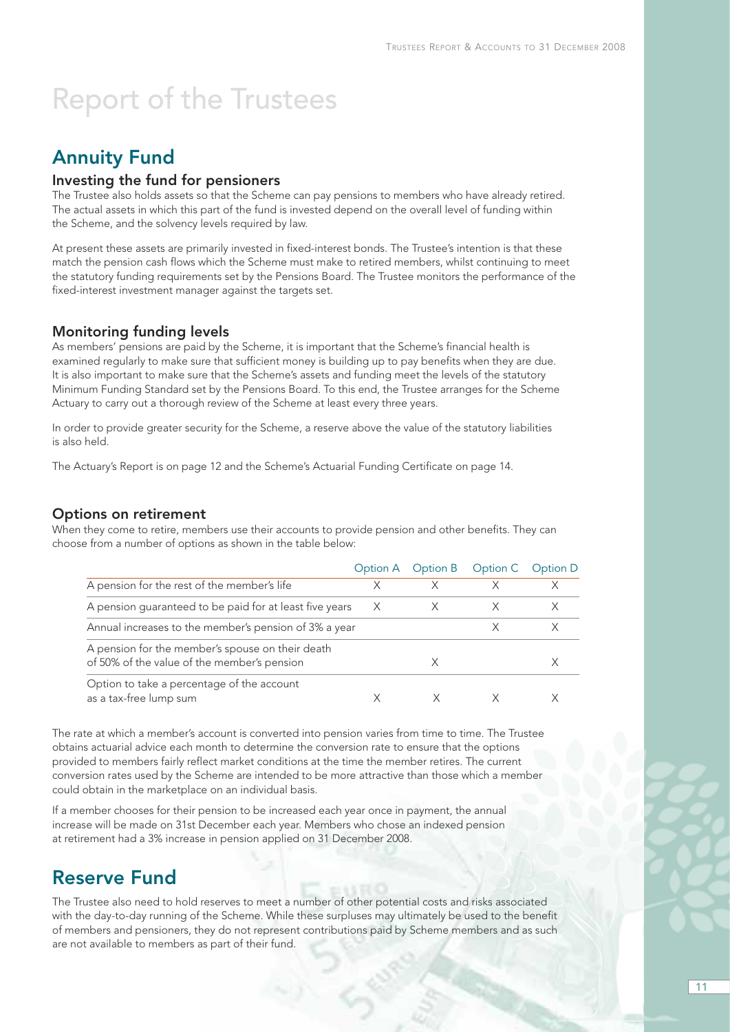# Report of the Trustees

## Annuity Fund

### Investing the fund for pensioners

The Trustee also holds assets so that the Scheme can pay pensions to members who have already retired. The actual assets in which this part of the fund is invested depend on the overall level of funding within the Scheme, and the solvency levels required by law.

At present these assets are primarily invested in fixed-interest bonds. The Trustee's intention is that these match the pension cash flows which the Scheme must make to retired members, whilst continuing to meet the statutory funding requirements set by the Pensions Board. The Trustee monitors the performance of the fixed-interest investment manager against the targets set.

### Monitoring funding levels

As members' pensions are paid by the Scheme, it is important that the Scheme's financial health is examined regularly to make sure that sufficient money is building up to pay benefits when they are due. It is also important to make sure that the Scheme's assets and funding meet the levels of the statutory Minimum Funding Standard set by the Pensions Board. To this end, the Trustee arranges for the Scheme Actuary to carry out a thorough review of the Scheme at least every three years.

In order to provide greater security for the Scheme, a reserve above the value of the statutory liabilities is also held.

The Actuary's Report is on page 12 and the Scheme's Actuarial Funding Certificate on page 14.

### Options on retirement

When they come to retire, members use their accounts to provide pension and other benefits. They can choose from a number of options as shown in the table below:

| | Option A | Option B | Option C | Option D |
|---|---|---|---|---|
| A pension for the rest of the member's life | X | X | X | X |
| A pension guaranteed to be paid for at least five years | X | X | X | X |
| Annual increases to the member's pension of 3% a year | | | X | X |
| A pension for the member's spouse on their death of 50% of the value of the member's pension | | X | | X |
| Option to take a percentage of the account as a tax-free lump sum | X | X | X | X |

The rate at which a member's account is converted into pension varies from time to time. The Trustee obtains actuarial advice each month to determine the conversion rate to ensure that the options provided to members fairly reflect market conditions at the time the member retires. The current conversion rates used by the Scheme are intended to be more attractive than those which a member could obtain in the marketplace on an individual basis.

If a member chooses for their pension to be increased each year once in payment, the annual increase will be made on 31st December each year. Members who chose an indexed pension at retirement had a 3% increase in pension applied on 31 December 2008.

## Reserve Fund

The Trustee also need to hold reserves to meet a number of other potential costs and risks associated with the day-to-day running of the Scheme. While these surpluses may ultimately be used to the benefit of members and pensioners, they do not represent contributions paid by Scheme members and as such are not available to members as part of their fund.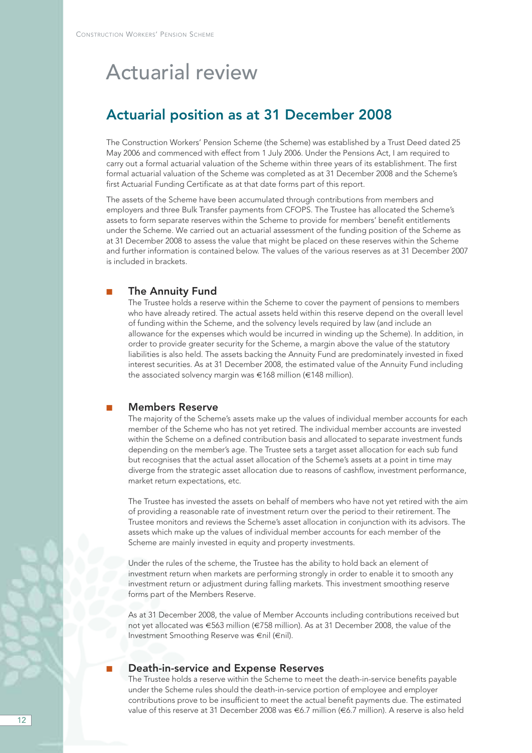# Actuarial review

## Actuarial position as at 31 December 2008

The Construction Workers' Pension Scheme (the Scheme) was established by a Trust Deed dated 25 May 2006 and commenced with effect from 1 July 2006. Under the Pensions Act, I am required to carry out a formal actuarial valuation of the Scheme within three years of its establishment. The first formal actuarial valuation of the Scheme was completed as at 31 December 2008 and the Scheme's first Actuarial Funding Certificate as at that date forms part of this report.

The assets of the Scheme have been accumulated through contributions from members and employers and three Bulk Transfer payments from CFOPS. The Trustee has allocated the Scheme's assets to form separate reserves within the Scheme to provide for members' benefit entitlements under the Scheme. We carried out an actuarial assessment of the funding position of the Scheme as at 31 December 2008 to assess the value that might be placed on these reserves within the Scheme and further information is contained below. The values of the various reserves as at 31 December 2007 is included in brackets.

- **The Annuity Fund**

  The Trustee holds a reserve within the Scheme to cover the payment of pensions to members who have already retired. The actual assets held within this reserve depend on the overall level of funding within the Scheme, and the solvency levels required by law (and include an allowance for the expenses which would be incurred in winding up the Scheme). In addition, in order to provide greater security for the Scheme, a margin above the value of the statutory liabilities is also held. The assets backing the Annuity Fund are predominately invested in fixed interest securities. As at 31 December 2008, the estimated value of the Annuity Fund including the associated solvency margin was €168 million (€148 million).

- **Members Reserve**

  The majority of the Scheme's assets make up the values of individual member accounts for each member of the Scheme who has not yet retired. The individual member accounts are invested within the Scheme on a defined contribution basis and allocated to separate investment funds depending on the member's age. The Trustee sets a target asset allocation for each sub fund but recognises that the actual asset allocation of the Scheme's assets at a point in time may diverge from the strategic asset allocation due to reasons of cashflow, investment performance, market return expectations, etc.

  The Trustee has invested the assets on behalf of members who have not yet retired with the aim of providing a reasonable rate of investment return over the period to their retirement. The Trustee monitors and reviews the Scheme's asset allocation in conjunction with its advisors. The assets which make up the values of individual member accounts for each member of the Scheme are mainly invested in equity and property investments.

  Under the rules of the scheme, the Trustee has the ability to hold back an element of investment return when markets are performing strongly in order to enable it to smooth any investment return or adjustment during falling markets. This investment smoothing reserve forms part of the Members Reserve.

  As at 31 December 2008, the value of Member Accounts including contributions received but not yet allocated was €563 million (€758 million). As at 31 December 2008, the value of the Investment Smoothing Reserve was €nil (€nil).

- **Death-in-service and Expense Reserves**

  The Trustee holds a reserve within the Scheme to meet the death-in-service benefits payable under the Scheme rules should the death-in-service portion of employee and employer contributions prove to be insufficient to meet the actual benefit payments due. The estimated value of this reserve at 31 December 2008 was €6.7 million (€6.7 million). A reserve is also held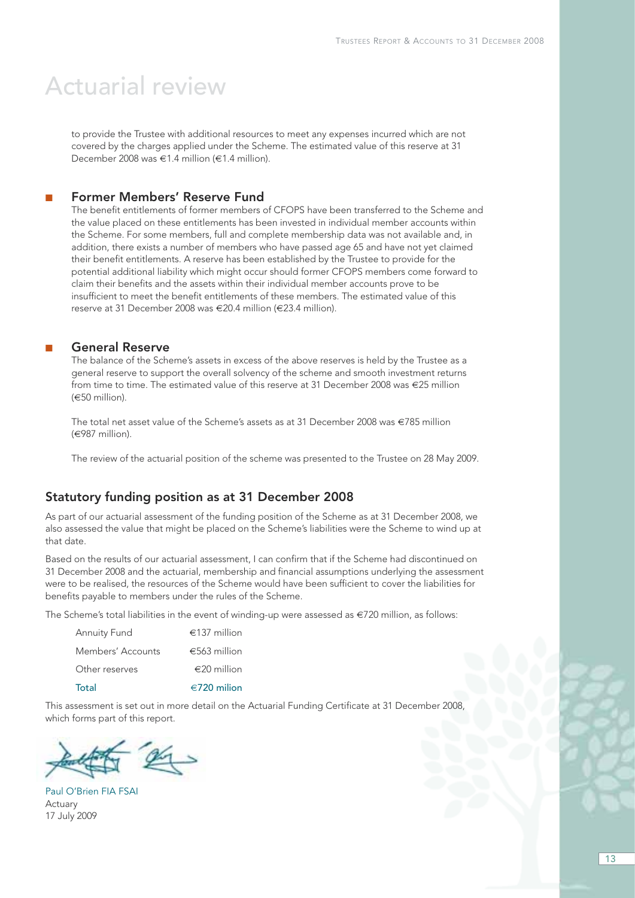# Actuarial review

to provide the Trustee with additional resources to meet any expenses incurred which are not covered by the charges applied under the Scheme. The estimated value of this reserve at 31 December 2008 was €1.4 million (€1.4 million).

### Former Members' Reserve Fund

The benefit entitlements of former members of CFOPS have been transferred to the Scheme and the value placed on these entitlements has been invested in individual member accounts within the Scheme. For some members, full and complete membership data was not available and, in addition, there exists a number of members who have passed age 65 and have not yet claimed their benefit entitlements. A reserve has been established by the Trustee to provide for the potential additional liability which might occur should former CFOPS members come forward to claim their benefits and the assets within their individual member accounts prove to be insufficient to meet the benefit entitlements of these members. The estimated value of this reserve at 31 December 2008 was €20.4 million (€23.4 million).

### General Reserve

The balance of the Scheme's assets in excess of the above reserves is held by the Trustee as a general reserve to support the overall solvency of the scheme and smooth investment returns from time to time. The estimated value of this reserve at 31 December 2008 was €25 million (€50 million).

The total net asset value of the Scheme's assets as at 31 December 2008 was €785 million (€987 million).

The review of the actuarial position of the scheme was presented to the Trustee on 28 May 2009.

## Statutory funding position as at 31 December 2008

As part of our actuarial assessment of the funding position of the Scheme as at 31 December 2008, we also assessed the value that might be placed on the Scheme's liabilities were the Scheme to wind up at that date.

Based on the results of our actuarial assessment, I can confirm that if the Scheme had discontinued on 31 December 2008 and the actuarial, membership and financial assumptions underlying the assessment were to be realised, the resources of the Scheme would have been sufficient to cover the liabilities for benefits payable to members under the rules of the Scheme.

The Scheme's total liabilities in the event of winding-up were assessed as €720 million, as follows:

| | |
|---|---|
| Annuity Fund | €137 million |
| Members' Accounts | €563 million |
| Other reserves | €20 million |
| Total | €720 milion |

This assessment is set out in more detail on the Actuarial Funding Certificate at 31 December 2008, which forms part of this report.

Paul O'Brien FIA FSAI
Actuary
17 July 2009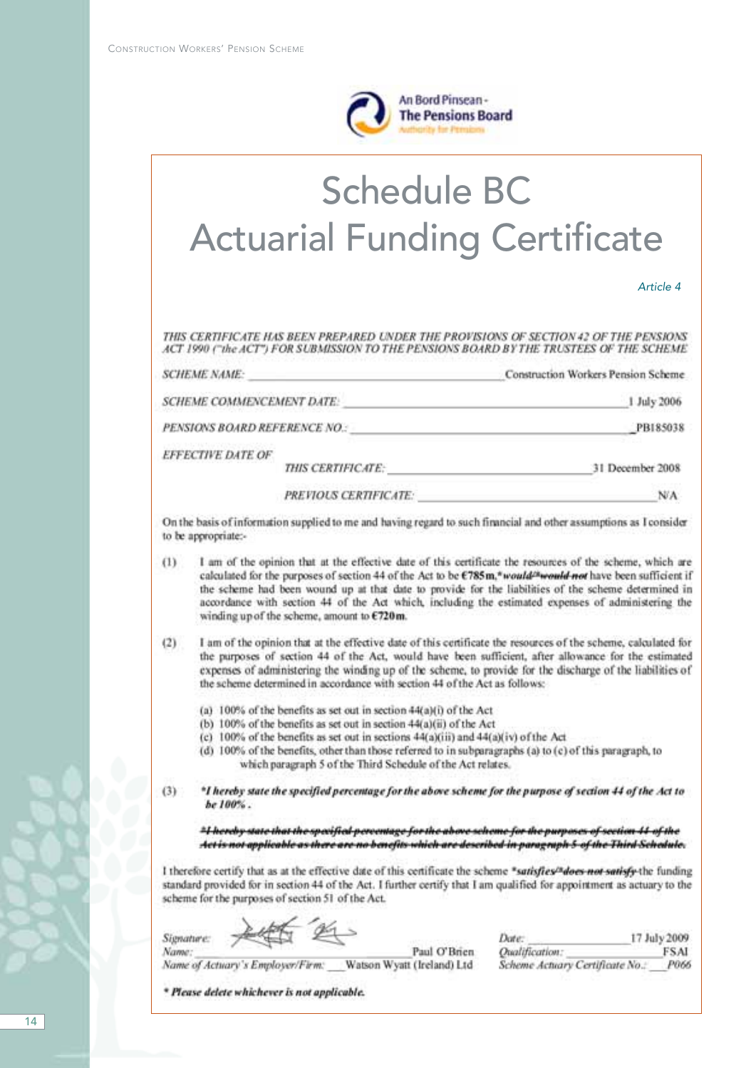An Bord Pinsean - The Pensions Board
Authority for Pensions

# Schedule BC
# Actuarial Funding Certificate

*Article 4*

*THIS CERTIFICATE HAS BEEN PREPARED UNDER THE PROVISIONS OF SECTION 42 OF THE PENSIONS ACT 1990 ("the ACT") FOR SUBMISSION TO THE PENSIONS BOARD BY THE TRUSTEES OF THE SCHEME*

*SCHEME NAME:* Construction Workers Pension Scheme

*SCHEME COMMENCEMENT DATE:* 1 July 2006

*PENSIONS BOARD REFERENCE NO.:* PB185038

*EFFECTIVE DATE OF*

*THIS CERTIFICATE:* 31 December 2008

*PREVIOUS CERTIFICATE:* N/A

On the basis of information supplied to me and having regard to such financial and other assumptions as I consider to be appropriate:-

(1) I am of the opinion that at the effective date of this certificate the resources of the scheme, which are calculated for the purposes of section 44 of the Act to be **€785m**, ***would/~~*would not~~*** have been sufficient if the scheme had been wound up at that date to provide for the liabilities of the scheme determined in accordance with section 44 of the Act which, including the estimated expenses of administering the winding up of the scheme, amount to **€720m**.

(2) I am of the opinion that at the effective date of this certificate the resources of the scheme, calculated for the purposes of section 44 of the Act, would have been sufficient, after allowance for the estimated expenses of administering the winding up of the scheme, to provide for the discharge of the liabilities of the scheme determined in accordance with section 44 of the Act as follows:

(a) 100% of the benefits as set out in section 44(a)(i) of the Act
(b) 100% of the benefits as set out in section 44(a)(ii) of the Act
(c) 100% of the benefits as set out in sections 44(a)(iii) and 44(a)(iv) of the Act
(d) 100% of the benefits, other than those referred to in subparagraphs (a) to (c) of this paragraph, to which paragraph 5 of the Third Schedule of the Act relates.

(3) ***I hereby state the specified percentage for the above scheme for the purpose of section 44 of the Act to be 100%.***

~~***\*I hereby state that the specified percentage for the above scheme for the purposes of section 44 of the Act is not applicable as there are no benefits which are described in paragraph 5 of the Third Schedule.***~~

I therefore certify that as at the effective date of this certificate the scheme ***satisfies/~~*does not satisfy~~*** the funding standard provided for in section 44 of the Act. I further certify that I am qualified for appointment as actuary to the scheme for the purposes of section 51 of the Act.

*Signature:* [signature]
*Name:* Paul O'Brien
*Name of Actuary's Employer/Firm:* Watson Wyatt (Ireland) Ltd

*Date:* 17 July 2009
*Qualification:* FSAI
*Scheme Actuary Certificate No.:* P066

***\* Please delete whichever is not applicable.***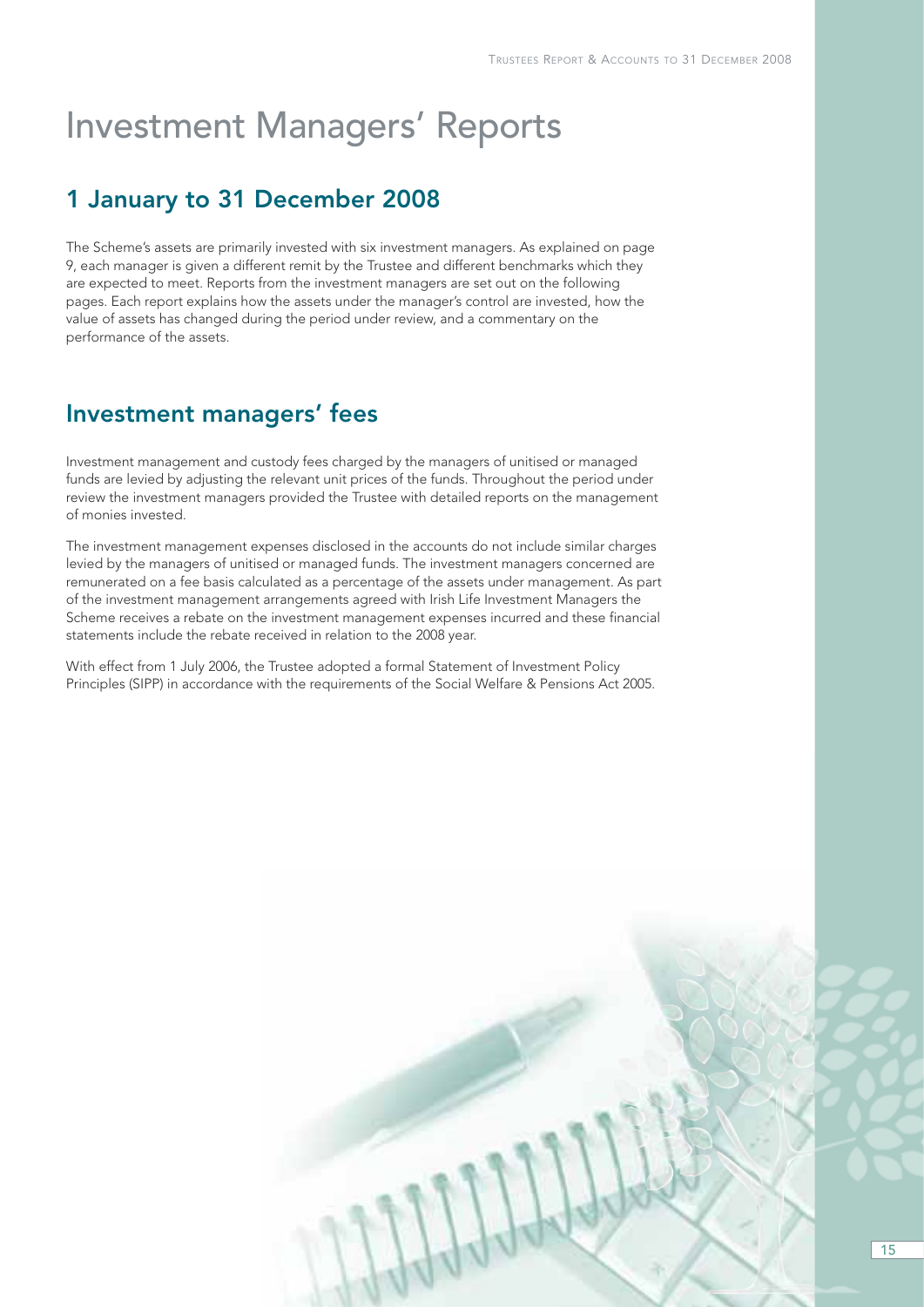# Investment Managers' Reports

## 1 January to 31 December 2008

The Scheme's assets are primarily invested with six investment managers. As explained on page 9, each manager is given a different remit by the Trustee and different benchmarks which they are expected to meet. Reports from the investment managers are set out on the following pages. Each report explains how the assets under the manager's control are invested, how the value of assets has changed during the period under review, and a commentary on the performance of the assets.

## Investment managers' fees

Investment management and custody fees charged by the managers of unitised or managed funds are levied by adjusting the relevant unit prices of the funds. Throughout the period under review the investment managers provided the Trustee with detailed reports on the management of monies invested.

The investment management expenses disclosed in the accounts do not include similar charges levied by the managers of unitised or managed funds. The investment managers concerned are remunerated on a fee basis calculated as a percentage of the assets under management. As part of the investment management arrangements agreed with Irish Life Investment Managers the Scheme receives a rebate on the investment management expenses incurred and these financial statements include the rebate received in relation to the 2008 year.

With effect from 1 July 2006, the Trustee adopted a formal Statement of Investment Policy Principles (SIPP) in accordance with the requirements of the Social Welfare & Pensions Act 2005.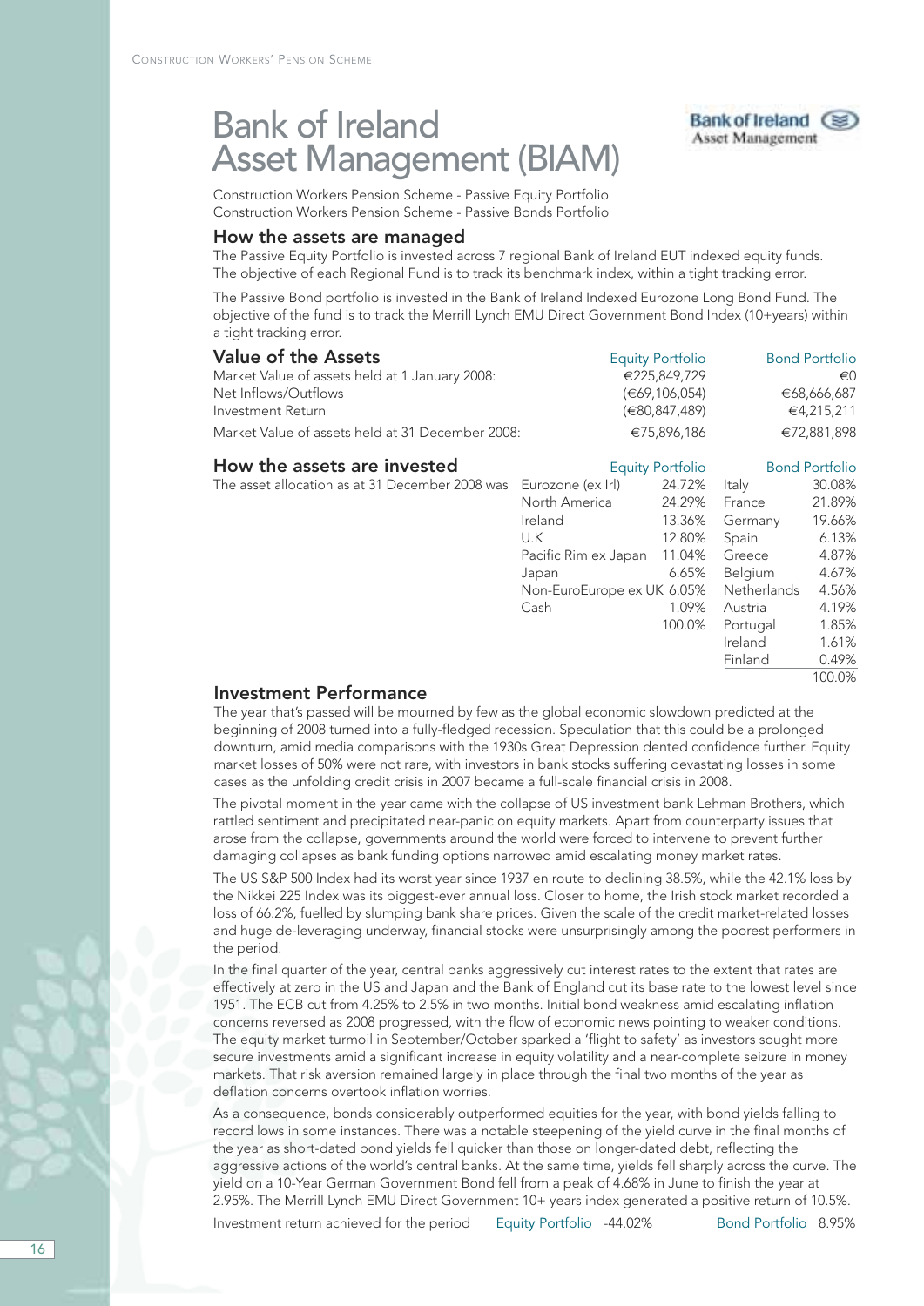# Bank of Ireland Asset Management (BIAM)

Construction Workers Pension Scheme - Passive Equity Portfolio
Construction Workers Pension Scheme - Passive Bonds Portfolio

## How the assets are managed

The Passive Equity Portfolio is invested across 7 regional Bank of Ireland EUT indexed equity funds. The objective of each Regional Fund is to track its benchmark index, within a tight tracking error.

The Passive Bond portfolio is invested in the Bank of Ireland Indexed Eurozone Long Bond Fund. The objective of the fund is to track the Merrill Lynch EMU Direct Government Bond Index (10+years) within a tight tracking error.

## Value of the Assets

| | Equity Portfolio | Bond Portfolio |
|---|---|---|
| Market Value of assets held at 1 January 2008: | €225,849,729 | €0 |
| Net Inflows/Outflows | (€69,106,054) | €68,666,687 |
| Investment Return | (€80,847,489) | €4,215,211 |
| Market Value of assets held at 31 December 2008: | €75,896,186 | €72,881,898 |

## How the assets are invested

The asset allocation as at 31 December 2008 was

| Equity Portfolio | | Bond Portfolio | |
|---|---|---|---|
| Eurozone (ex Irl) | 24.72% | Italy | 30.08% |
| North America | 24.29% | France | 21.89% |
| Ireland | 13.36% | Germany | 19.66% |
| U.K | 12.80% | Spain | 6.13% |
| Pacific Rim ex Japan | 11.04% | Greece | 4.87% |
| Japan | 6.65% | Belgium | 4.67% |
| Non-EuroEurope ex UK | 6.05% | Netherlands | 4.56% |
| Cash | 1.09% | Austria | 4.19% |
| | 100.0% | Portugal | 1.85% |
| | | Ireland | 1.61% |
| | | Finland | 0.49% |
| | | | 100.0% |

## Investment Performance

The year that's passed will be mourned by few as the global economic slowdown predicted at the beginning of 2008 turned into a fully-fledged recession. Speculation that this could be a prolonged downturn, amid media comparisons with the 1930s Great Depression dented confidence further. Equity market losses of 50% were not rare, with investors in bank stocks suffering devastating losses in some cases as the unfolding credit crisis in 2007 became a full-scale financial crisis in 2008.

The pivotal moment in the year came with the collapse of US investment bank Lehman Brothers, which rattled sentiment and precipitated near-panic on equity markets. Apart from counterparty issues that arose from the collapse, governments around the world were forced to intervene to prevent further damaging collapses as bank funding options narrowed amid escalating money market rates.

The US S&P 500 Index had its worst year since 1937 en route to declining 38.5%, while the 42.1% loss by the Nikkei 225 Index was its biggest-ever annual loss. Closer to home, the Irish stock market recorded a loss of 66.2%, fuelled by slumping bank share prices. Given the scale of the credit market-related losses and huge de-leveraging underway, financial stocks were unsurprisingly among the poorest performers in the period.

In the final quarter of the year, central banks aggressively cut interest rates to the extent that rates are effectively at zero in the US and Japan and the Bank of England cut its base rate to the lowest level since 1951. The ECB cut from 4.25% to 2.5% in two months. Initial bond weakness amid escalating inflation concerns reversed as 2008 progressed, with the flow of economic news pointing to weaker conditions. The equity market turmoil in September/October sparked a 'flight to safety' as investors sought more secure investments amid a significant increase in equity volatility and a near-complete seizure in money markets. That risk aversion remained largely in place through the final two months of the year as deflation concerns overtook inflation worries.

As a consequence, bonds considerably outperformed equities for the year, with bond yields falling to record lows in some instances. There was a notable steepening of the yield curve in the final months of the year as short-dated bond yields fell quicker than those on longer-dated debt, reflecting the aggressive actions of the world's central banks. At the same time, yields fell sharply across the curve. The yield on a 10-Year German Government Bond fell from a peak of 4.68% in June to finish the year at 2.95%. The Merrill Lynch EMU Direct Government 10+ years index generated a positive return of 10.5%.

Investment return achieved for the period — Equity Portfolio -44.02% — Bond Portfolio 8.95%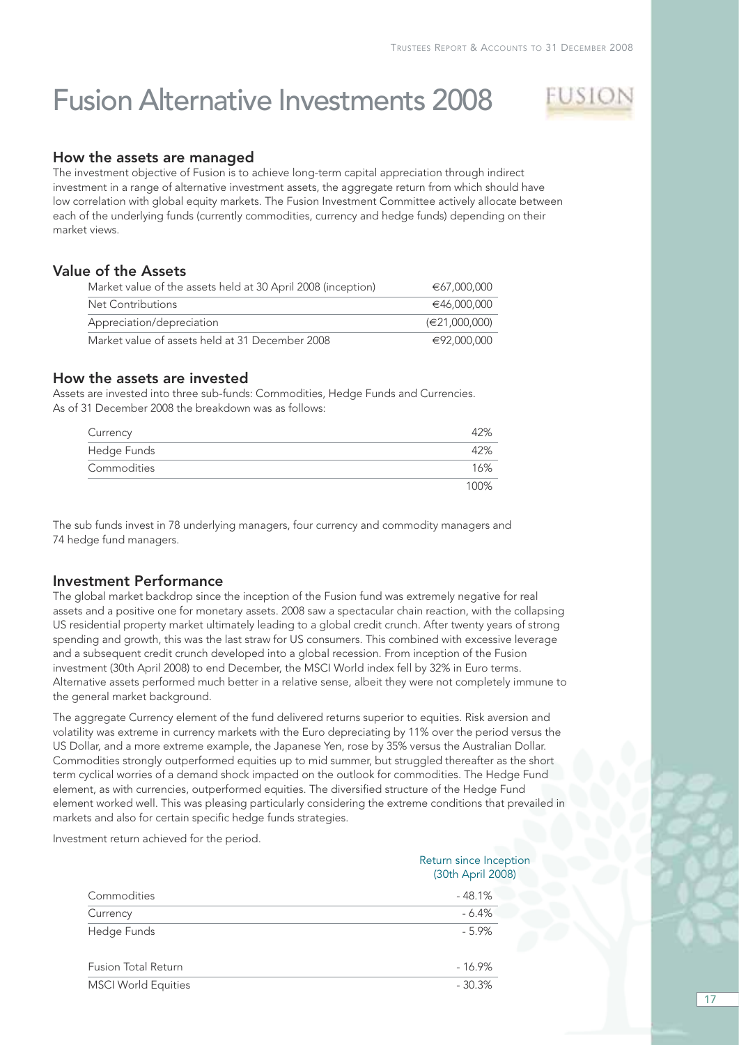# Fusion Alternative Investments 2008

## How the assets are managed

The investment objective of Fusion is to achieve long-term capital appreciation through indirect investment in a range of alternative investment assets, the aggregate return from which should have low correlation with global equity markets. The Fusion Investment Committee actively allocate between each of the underlying funds (currently commodities, currency and hedge funds) depending on their market views.

## Value of the Assets

| | |
|---|---|
| Market value of the assets held at 30 April 2008 (inception) | €67,000,000 |
| Net Contributions | €46,000,000 |
| Appreciation/depreciation | (€21,000,000) |
| Market value of assets held at 31 December 2008 | €92,000,000 |

## How the assets are invested

Assets are invested into three sub-funds: Commodities, Hedge Funds and Currencies.
As of 31 December 2008 the breakdown was as follows:

| | |
|---|---|
| Currency | 42% |
| Hedge Funds | 42% |
| Commodities | 16% |
| | 100% |

The sub funds invest in 78 underlying managers, four currency and commodity managers and 74 hedge fund managers.

## Investment Performance

The global market backdrop since the inception of the Fusion fund was extremely negative for real assets and a positive one for monetary assets. 2008 saw a spectacular chain reaction, with the collapsing US residential property market ultimately leading to a global credit crunch. After twenty years of strong spending and growth, this was the last straw for US consumers. This combined with excessive leverage and a subsequent credit crunch developed into a global recession. From inception of the Fusion investment (30th April 2008) to end December, the MSCI World index fell by 32% in Euro terms. Alternative assets performed much better in a relative sense, albeit they were not completely immune to the general market background.

The aggregate Currency element of the fund delivered returns superior to equities. Risk aversion and volatility was extreme in currency markets with the Euro depreciating by 11% over the period versus the US Dollar, and a more extreme example, the Japanese Yen, rose by 35% versus the Australian Dollar. Commodities strongly outperformed equities up to mid summer, but struggled thereafter as the short term cyclical worries of a demand shock impacted on the outlook for commodities. The Hedge Fund element, as with currencies, outperformed equities. The diversified structure of the Hedge Fund element worked well. This was pleasing particularly considering the extreme conditions that prevailed in markets and also for certain specific hedge funds strategies.

Investment return achieved for the period.

| | Return since Inception (30th April 2008) |
|---|---|
| Commodities | - 48.1% |
| Currency | - 6.4% |
| Hedge Funds | - 5.9% |
| | |
| Fusion Total Return | - 16.9% |
| MSCI World Equities | - 30.3% |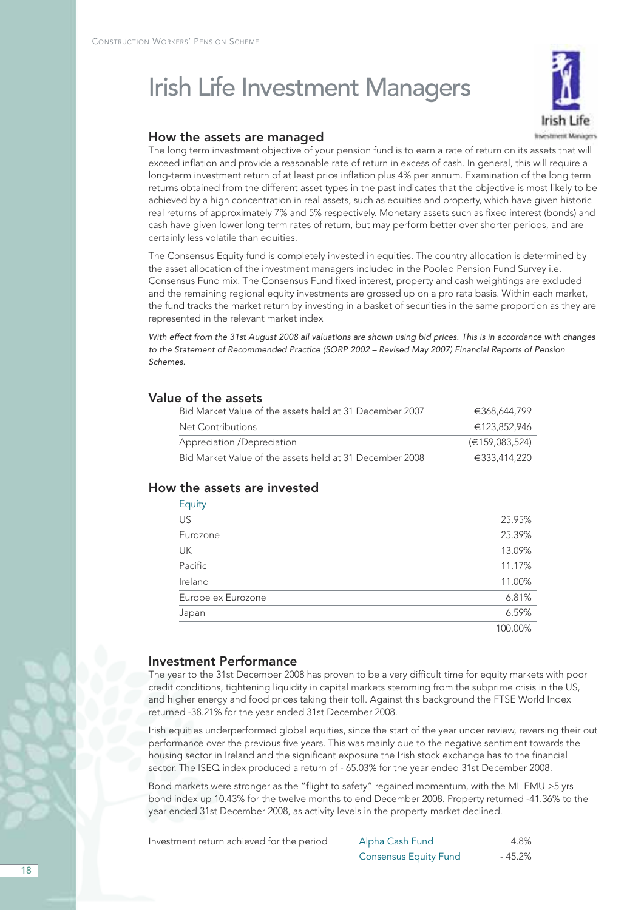# Irish Life Investment Managers

## How the assets are managed

The long term investment objective of your pension fund is to earn a rate of return on its assets that will exceed inflation and provide a reasonable rate of return in excess of cash. In general, this will require a long-term investment return of at least price inflation plus 4% per annum. Examination of the long term returns obtained from the different asset types in the past indicates that the objective is most likely to be achieved by a high concentration in real assets, such as equities and property, which have given historic real returns of approximately 7% and 5% respectively. Monetary assets such as fixed interest (bonds) and cash have given lower long term rates of return, but may perform better over shorter periods, and are certainly less volatile than equities.

The Consensus Equity fund is completely invested in equities. The country allocation is determined by the asset allocation of the investment managers included in the Pooled Pension Fund Survey i.e. Consensus Fund mix. The Consensus Fund fixed interest, property and cash weightings are excluded and the remaining regional equity investments are grossed up on a pro rata basis. Within each market, the fund tracks the market return by investing in a basket of securities in the same proportion as they are represented in the relevant market index

*With effect from the 31st August 2008 all valuations are shown using bid prices. This is in accordance with changes to the Statement of Recommended Practice (SORP 2002 – Revised May 2007) Financial Reports of Pension Schemes.*

## Value of the assets

| | |
|---|---|
| Bid Market Value of the assets held at 31 December 2007 | €368,644,799 |
| Net Contributions | €123,852,946 |
| Appreciation /Depreciation | (€159,083,524) |
| Bid Market Value of the assets held at 31 December 2008 | €333,414,220 |

## How the assets are invested

| Equity | |
|---|---|
| US | 25.95% |
| Eurozone | 25.39% |
| UK | 13.09% |
| Pacific | 11.17% |
| Ireland | 11.00% |
| Europe ex Eurozone | 6.81% |
| Japan | 6.59% |
| | 100.00% |

## Investment Performance

The year to the 31st December 2008 has proven to be a very difficult time for equity markets with poor credit conditions, tightening liquidity in capital markets stemming from the subprime crisis in the US, and higher energy and food prices taking their toll. Against this background the FTSE World Index returned -38.21% for the year ended 31st December 2008.

Irish equities underperformed global equities, since the start of the year under review, reversing their out performance over the previous five years. This was mainly due to the negative sentiment towards the housing sector in Ireland and the significant exposure the Irish stock exchange has to the financial sector. The ISEQ index produced a return of - 65.03% for the year ended 31st December 2008.

Bond markets were stronger as the "flight to safety" regained momentum, with the ML EMU >5 yrs bond index up 10.43% for the twelve months to end December 2008. Property returned -41.36% to the year ended 31st December 2008, as activity levels in the property market declined.

| | | |
|---|---|---|
| Investment return achieved for the period | Alpha Cash Fund | 4.8% |
| | Consensus Equity Fund | - 45.2% |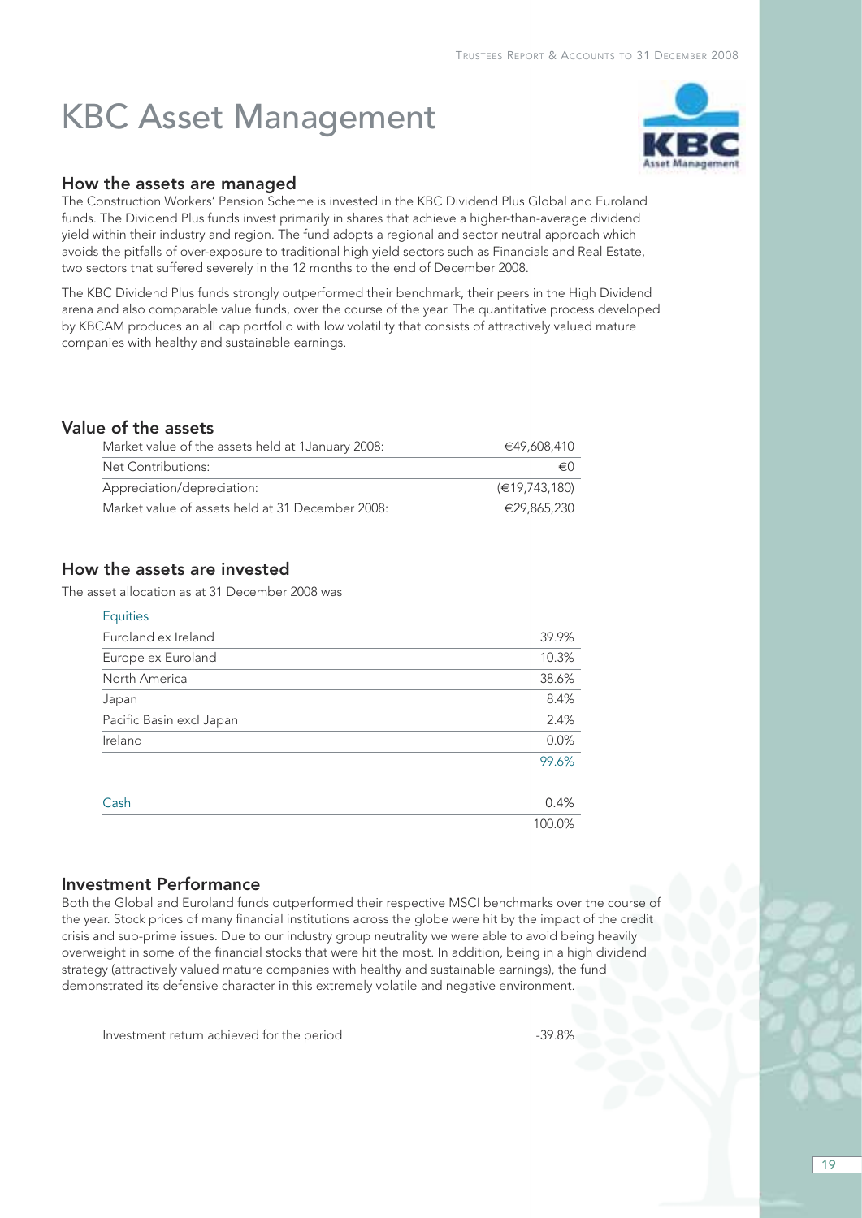# KBC Asset Management

## How the assets are managed

The Construction Workers' Pension Scheme is invested in the KBC Dividend Plus Global and Euroland funds. The Dividend Plus funds invest primarily in shares that achieve a higher-than-average dividend yield within their industry and region. The fund adopts a regional and sector neutral approach which avoids the pitfalls of over-exposure to traditional high yield sectors such as Financials and Real Estate, two sectors that suffered severely in the 12 months to the end of December 2008.

The KBC Dividend Plus funds strongly outperformed their benchmark, their peers in the High Dividend arena and also comparable value funds, over the course of the year. The quantitative process developed by KBCAM produces an all cap portfolio with low volatility that consists of attractively valued mature companies with healthy and sustainable earnings.

## Value of the assets

| | |
|---|---|
| Market value of the assets held at 1January 2008: | €49,608,410 |
| Net Contributions: | €0 |
| Appreciation/depreciation: | (€19,743,180) |
| Market value of assets held at 31 December 2008: | €29,865,230 |

## How the assets are invested

The asset allocation as at 31 December 2008 was

| Equities | |
|---|---|
| Euroland ex Ireland | 39.9% |
| Europe ex Euroland | 10.3% |
| North America | 38.6% |
| Japan | 8.4% |
| Pacific Basin excl Japan | 2.4% |
| Ireland | 0.0% |
| | 99.6% |
| | |
| Cash | 0.4% |
| | 100.0% |

## Investment Performance

Both the Global and Euroland funds outperformed their respective MSCI benchmarks over the course of the year. Stock prices of many financial institutions across the globe were hit by the impact of the credit crisis and sub-prime issues. Due to our industry group neutrality we were able to avoid being heavily overweight in some of the financial stocks that were hit the most. In addition, being in a high dividend strategy (attractively valued mature companies with healthy and sustainable earnings), the fund demonstrated its defensive character in this extremely volatile and negative environment.

| | |
|---|---|
| Investment return achieved for the period | -39.8% |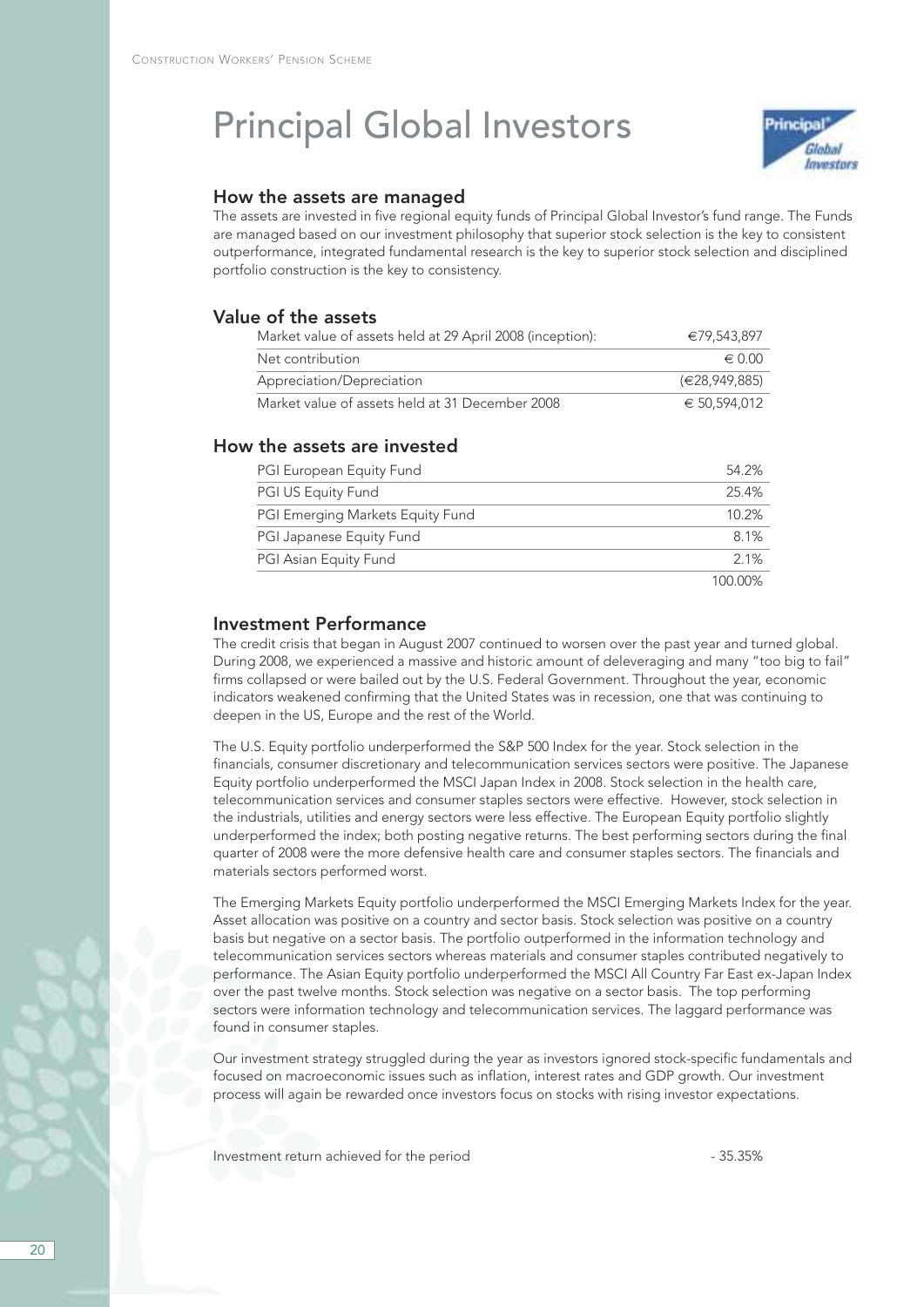# Principal Global Investors

## How the assets are managed

The assets are invested in five regional equity funds of Principal Global Investor's fund range. The Funds are managed based on our investment philosophy that superior stock selection is the key to consistent outperformance, integrated fundamental research is the key to superior stock selection and disciplined portfolio construction is the key to consistency.

## Value of the assets

| | |
|---|---|
| Market value of assets held at 29 April 2008 (inception): | €79,543,897 |
| Net contribution | € 0.00 |
| Appreciation/Depreciation | (€28,949,885) |
| Market value of assets held at 31 December 2008 | € 50,594,012 |

## How the assets are invested

| | |
|---|---|
| PGI European Equity Fund | 54.2% |
| PGI US Equity Fund | 25.4% |
| PGI Emerging Markets Equity Fund | 10.2% |
| PGI Japanese Equity Fund | 8.1% |
| PGI Asian Equity Fund | 2.1% |
| | 100.00% |

## Investment Performance

The credit crisis that began in August 2007 continued to worsen over the past year and turned global. During 2008, we experienced a massive and historic amount of deleveraging and many "too big to fail" firms collapsed or were bailed out by the U.S. Federal Government. Throughout the year, economic indicators weakened confirming that the United States was in recession, one that was continuing to deepen in the US, Europe and the rest of the World.

The U.S. Equity portfolio underperformed the S&P 500 Index for the year. Stock selection in the financials, consumer discretionary and telecommunication services sectors were positive. The Japanese Equity portfolio underperformed the MSCI Japan Index in 2008. Stock selection in the health care, telecommunication services and consumer staples sectors were effective. However, stock selection in the industrials, utilities and energy sectors were less effective. The European Equity portfolio slightly underperformed the index; both posting negative returns. The best performing sectors during the final quarter of 2008 were the more defensive health care and consumer staples sectors. The financials and materials sectors performed worst.

The Emerging Markets Equity portfolio underperformed the MSCI Emerging Markets Index for the year. Asset allocation was positive on a country and sector basis. Stock selection was positive on a country basis but negative on a sector basis. The portfolio outperformed in the information technology and telecommunication services sectors whereas materials and consumer staples contributed negatively to performance. The Asian Equity portfolio underperformed the MSCI All Country Far East ex-Japan Index over the past twelve months. Stock selection was negative on a sector basis. The top performing sectors were information technology and telecommunication services. The laggard performance was found in consumer staples.

Our investment strategy struggled during the year as investors ignored stock-specific fundamentals and focused on macroeconomic issues such as inflation, interest rates and GDP growth. Our investment process will again be rewarded once investors focus on stocks with rising investor expectations.

Investment return achieved for the period - 35.35%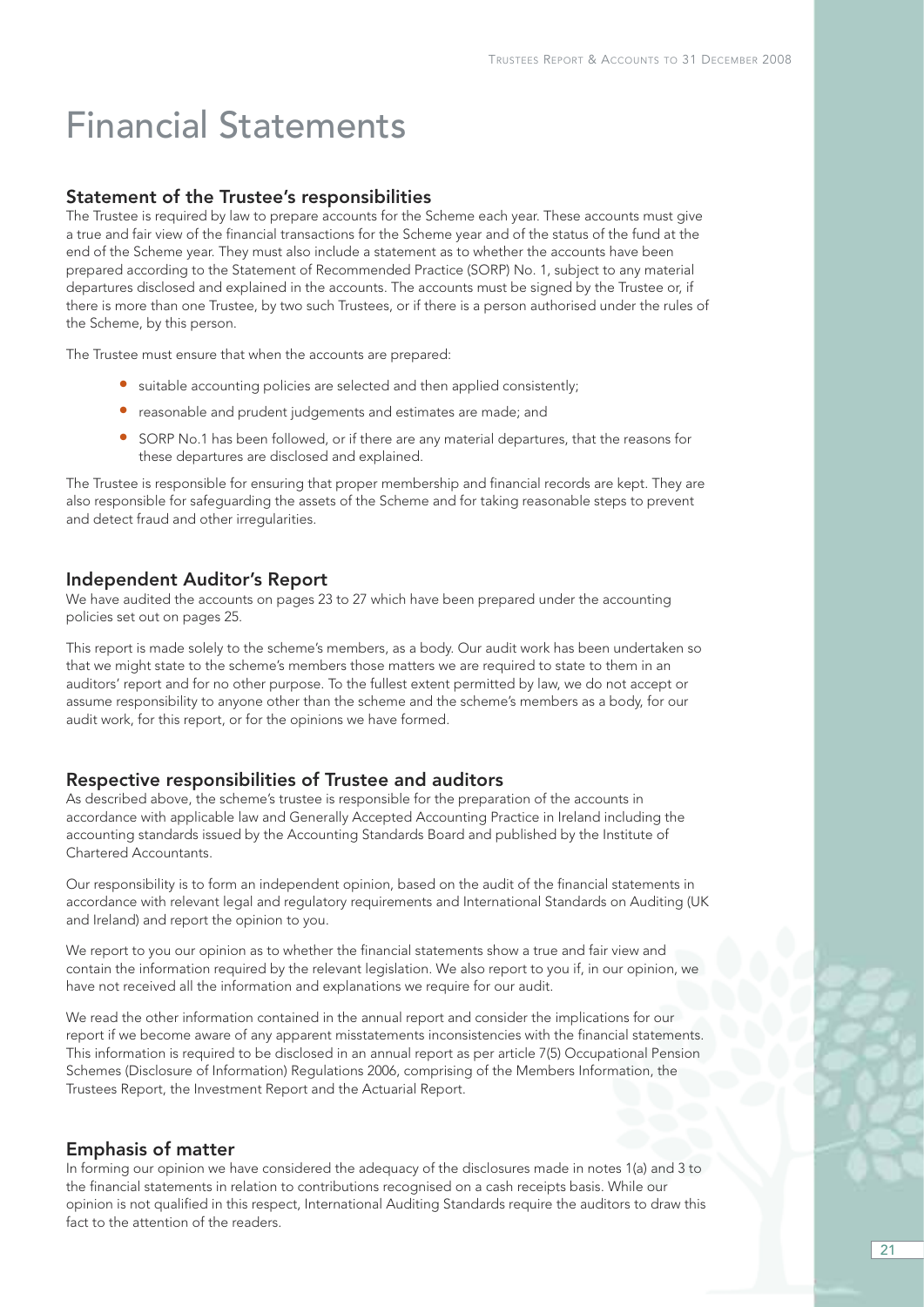# Financial Statements

## Statement of the Trustee's responsibilities

The Trustee is required by law to prepare accounts for the Scheme each year. These accounts must give a true and fair view of the financial transactions for the Scheme year and of the status of the fund at the end of the Scheme year. They must also include a statement as to whether the accounts have been prepared according to the Statement of Recommended Practice (SORP) No. 1, subject to any material departures disclosed and explained in the accounts. The accounts must be signed by the Trustee or, if there is more than one Trustee, by two such Trustees, or if there is a person authorised under the rules of the Scheme, by this person.

The Trustee must ensure that when the accounts are prepared:

- suitable accounting policies are selected and then applied consistently;
- reasonable and prudent judgements and estimates are made; and
- SORP No.1 has been followed, or if there are any material departures, that the reasons for these departures are disclosed and explained.

The Trustee is responsible for ensuring that proper membership and financial records are kept. They are also responsible for safeguarding the assets of the Scheme and for taking reasonable steps to prevent and detect fraud and other irregularities.

## Independent Auditor's Report

We have audited the accounts on pages 23 to 27 which have been prepared under the accounting policies set out on pages 25.

This report is made solely to the scheme's members, as a body. Our audit work has been undertaken so that we might state to the scheme's members those matters we are required to state to them in an auditors' report and for no other purpose. To the fullest extent permitted by law, we do not accept or assume responsibility to anyone other than the scheme and the scheme's members as a body, for our audit work, for this report, or for the opinions we have formed.

## Respective responsibilities of Trustee and auditors

As described above, the scheme's trustee is responsible for the preparation of the accounts in accordance with applicable law and Generally Accepted Accounting Practice in Ireland including the accounting standards issued by the Accounting Standards Board and published by the Institute of Chartered Accountants.

Our responsibility is to form an independent opinion, based on the audit of the financial statements in accordance with relevant legal and regulatory requirements and International Standards on Auditing (UK and Ireland) and report the opinion to you.

We report to you our opinion as to whether the financial statements show a true and fair view and contain the information required by the relevant legislation. We also report to you if, in our opinion, we have not received all the information and explanations we require for our audit.

We read the other information contained in the annual report and consider the implications for our report if we become aware of any apparent misstatements inconsistencies with the financial statements. This information is required to be disclosed in an annual report as per article 7(5) Occupational Pension Schemes (Disclosure of Information) Regulations 2006, comprising of the Members Information, the Trustees Report, the Investment Report and the Actuarial Report.

## Emphasis of matter

In forming our opinion we have considered the adequacy of the disclosures made in notes 1(a) and 3 to the financial statements in relation to contributions recognised on a cash receipts basis. While our opinion is not qualified in this respect, International Auditing Standards require the auditors to draw this fact to the attention of the readers.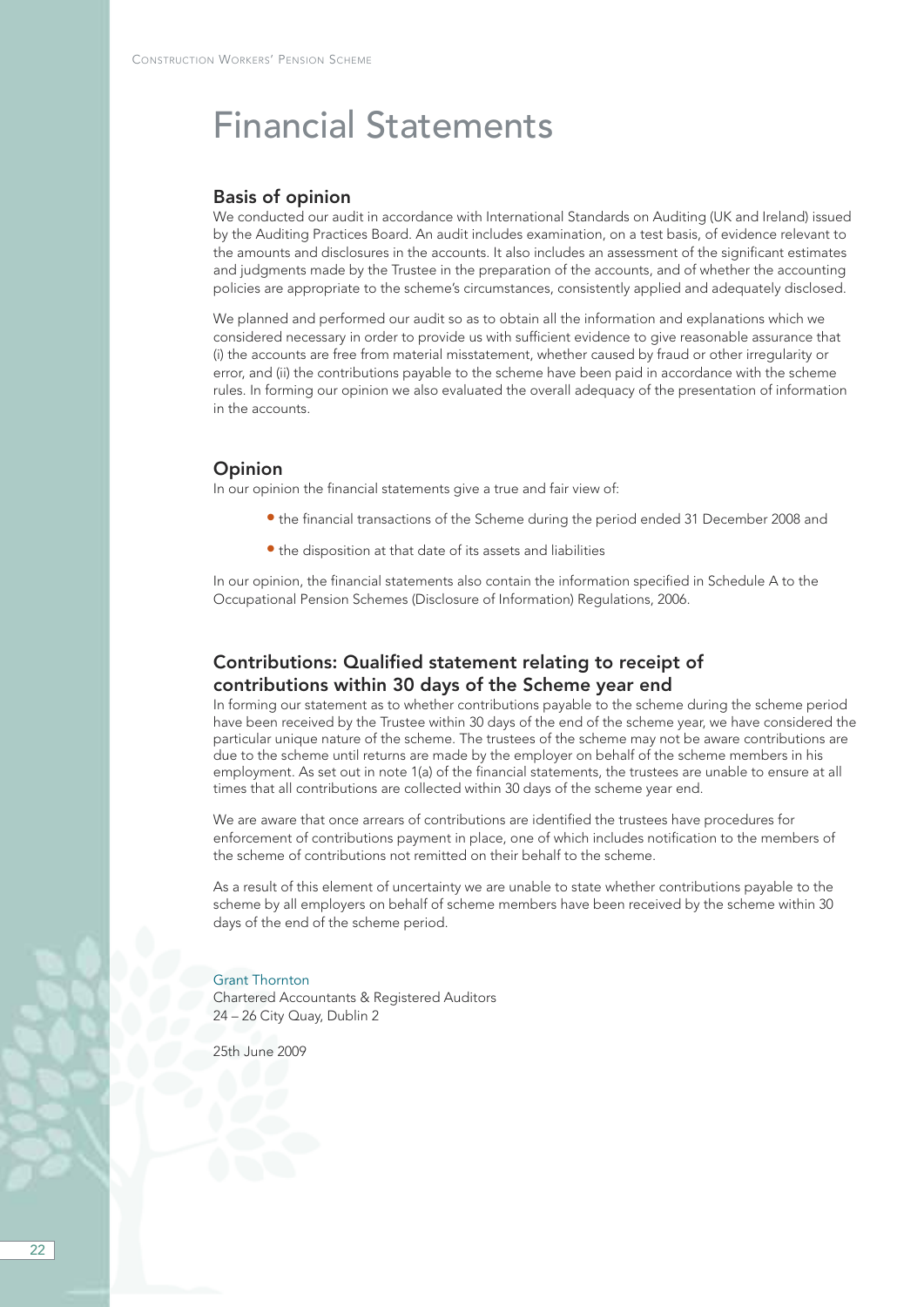# Financial Statements

## Basis of opinion

We conducted our audit in accordance with International Standards on Auditing (UK and Ireland) issued by the Auditing Practices Board. An audit includes examination, on a test basis, of evidence relevant to the amounts and disclosures in the accounts. It also includes an assessment of the significant estimates and judgments made by the Trustee in the preparation of the accounts, and of whether the accounting policies are appropriate to the scheme's circumstances, consistently applied and adequately disclosed.

We planned and performed our audit so as to obtain all the information and explanations which we considered necessary in order to provide us with sufficient evidence to give reasonable assurance that (i) the accounts are free from material misstatement, whether caused by fraud or other irregularity or error, and (ii) the contributions payable to the scheme have been paid in accordance with the scheme rules. In forming our opinion we also evaluated the overall adequacy of the presentation of information in the accounts.

## Opinion

In our opinion the financial statements give a true and fair view of:

- the financial transactions of the Scheme during the period ended 31 December 2008 and
- the disposition at that date of its assets and liabilities

In our opinion, the financial statements also contain the information specified in Schedule A to the Occupational Pension Schemes (Disclosure of Information) Regulations, 2006.

## Contributions: Qualified statement relating to receipt of contributions within 30 days of the Scheme year end

In forming our statement as to whether contributions payable to the scheme during the scheme period have been received by the Trustee within 30 days of the end of the scheme year, we have considered the particular unique nature of the scheme. The trustees of the scheme may not be aware contributions are due to the scheme until returns are made by the employer on behalf of the scheme members in his employment. As set out in note 1(a) of the financial statements, the trustees are unable to ensure at all times that all contributions are collected within 30 days of the scheme year end.

We are aware that once arrears of contributions are identified the trustees have procedures for enforcement of contributions payment in place, one of which includes notification to the members of the scheme of contributions not remitted on their behalf to the scheme.

As a result of this element of uncertainty we are unable to state whether contributions payable to the scheme by all employers on behalf of scheme members have been received by the scheme within 30 days of the end of the scheme period.

Grant Thornton
Chartered Accountants & Registered Auditors
24 – 26 City Quay, Dublin 2

25th June 2009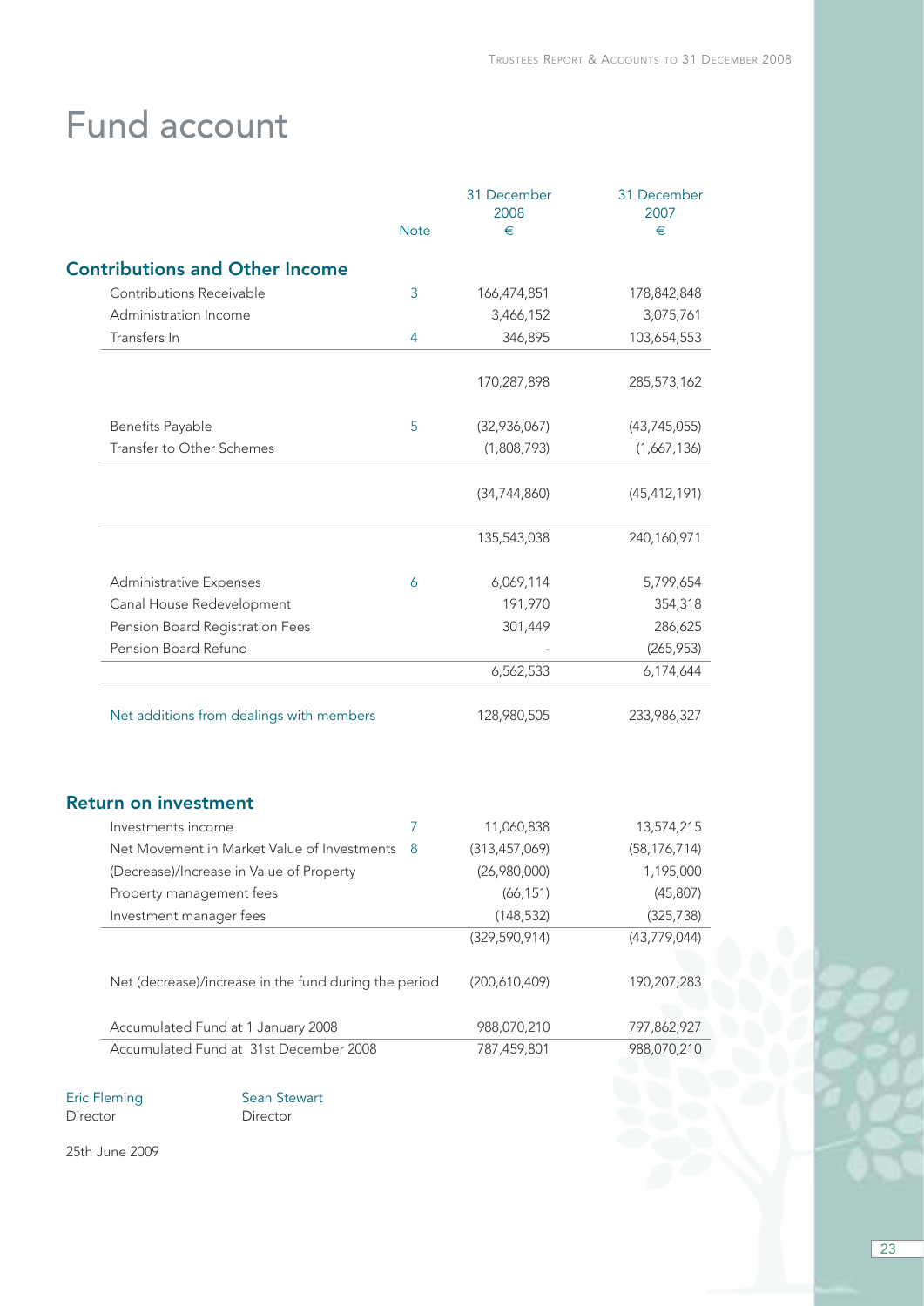# Fund account

| | Note | 31 December 2008 € | 31 December 2007 € |
|---|---|---|---|
| **Contributions and Other Income** | | | |
| Contributions Receivable | 3 | 166,474,851 | 178,842,848 |
| Administration Income | | 3,466,152 | 3,075,761 |
| Transfers In | 4 | 346,895 | 103,654,553 |
| | | 170,287,898 | 285,573,162 |
| Benefits Payable | 5 | (32,936,067) | (43,745,055) |
| Transfer to Other Schemes | | (1,808,793) | (1,667,136) |
| | | (34,744,860) | (45,412,191) |
| | | 135,543,038 | 240,160,971 |
| Administrative Expenses | 6 | 6,069,114 | 5,799,654 |
| Canal House Redevelopment | | 191,970 | 354,318 |
| Pension Board Registration Fees | | 301,449 | 286,625 |
| Pension Board Refund | | - | (265,953) |
| | | 6,562,533 | 6,174,644 |
| Net additions from dealings with members | | 128,980,505 | 233,986,327 |
| **Return on investment** | | | |
| Investments income | 7 | 11,060,838 | 13,574,215 |
| Net Movement in Market Value of Investments | 8 | (313,457,069) | (58,176,714) |
| (Decrease)/Increase in Value of Property | | (26,980,000) | 1,195,000 |
| Property management fees | | (66,151) | (45,807) |
| Investment manager fees | | (148,532) | (325,738) |
| | | (329,590,914) | (43,779,044) |
| Net (decrease)/increase in the fund during the period | | (200,610,409) | 190,207,283 |
| Accumulated Fund at 1 January 2008 | | 988,070,210 | 797,862,927 |
| Accumulated Fund at 31st December 2008 | | 787,459,801 | 988,070,210 |

Eric Fleming
Director

Sean Stewart
Director

25th June 2009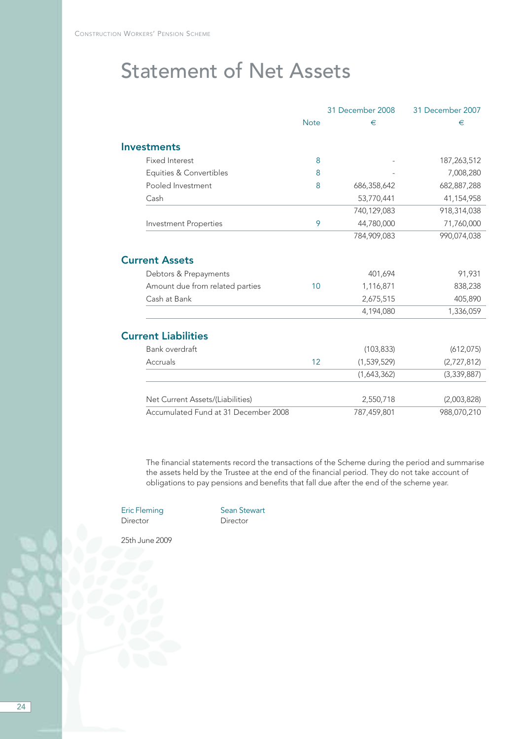# Statement of Net Assets

| | Note | 31 December 2008 € | 31 December 2007 € |
|---|---|---|---|
| **Investments** | | | |
| Fixed Interest | 8 | - | 187,263,512 |
| Equities & Convertibles | 8 | - | 7,008,280 |
| Pooled Investment | 8 | 686,358,642 | 682,887,288 |
| Cash | | 53,770,441 | 41,154,958 |
| | | 740,129,083 | 918,314,038 |
| Investment Properties | 9 | 44,780,000 | 71,760,000 |
| | | 784,909,083 | 990,074,038 |
| **Current Assets** | | | |
| Debtors & Prepayments | | 401,694 | 91,931 |
| Amount due from related parties | 10 | 1,116,871 | 838,238 |
| Cash at Bank | | 2,675,515 | 405,890 |
| | | 4,194,080 | 1,336,059 |
| **Current Liabilities** | | | |
| Bank overdraft | | (103,833) | (612,075) |
| Accruals | 12 | (1,539,529) | (2,727,812) |
| | | (1,643,362) | (3,339,887) |
| Net Current Assets/(Liabilities) | | 2,550,718 | (2,003,828) |
| Accumulated Fund at 31 December 2008 | | 787,459,801 | 988,070,210 |

The financial statements record the transactions of the Scheme during the period and summarise the assets held by the Trustee at the end of the financial period. They do not take account of obligations to pay pensions and benefits that fall due after the end of the scheme year.

Eric Fleming
Director

Sean Stewart
Director

25th June 2009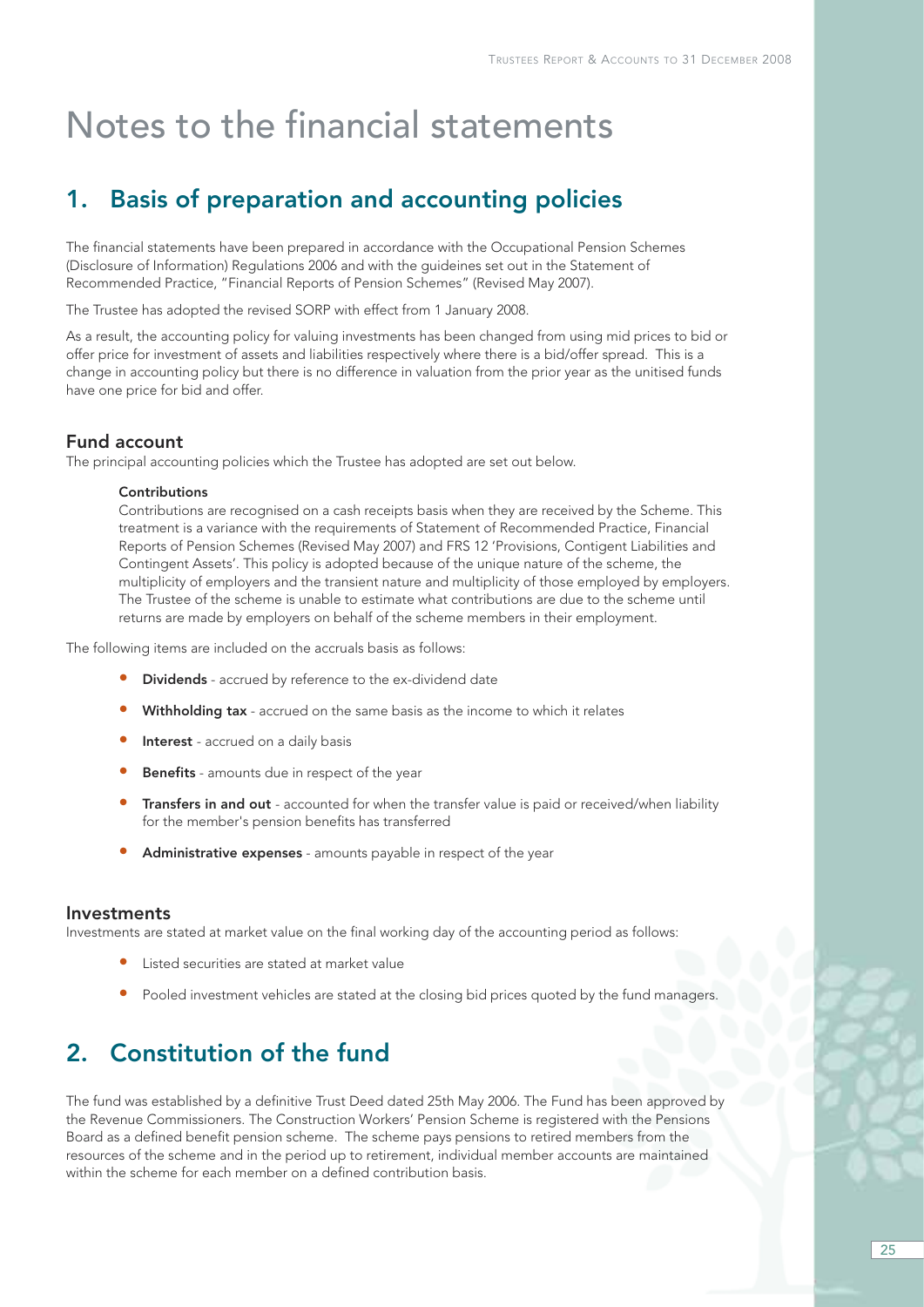# Notes to the financial statements

## 1. Basis of preparation and accounting policies

The financial statements have been prepared in accordance with the Occupational Pension Schemes (Disclosure of Information) Regulations 2006 and with the guideines set out in the Statement of Recommended Practice, "Financial Reports of Pension Schemes" (Revised May 2007).

The Trustee has adopted the revised SORP with effect from 1 January 2008.

As a result, the accounting policy for valuing investments has been changed from using mid prices to bid or offer price for investment of assets and liabilities respectively where there is a bid/offer spread. This is a change in accounting policy but there is no difference in valuation from the prior year as the unitised funds have one price for bid and offer.

### Fund account

The principal accounting policies which the Trustee has adopted are set out below.

**Contributions**

Contributions are recognised on a cash receipts basis when they are received by the Scheme. This treatment is a variance with the requirements of Statement of Recommended Practice, Financial Reports of Pension Schemes (Revised May 2007) and FRS 12 'Provisions, Contigent Liabilities and Contingent Assets'. This policy is adopted because of the unique nature of the scheme, the multiplicity of employers and the transient nature and multiplicity of those employed by employers. The Trustee of the scheme is unable to estimate what contributions are due to the scheme until returns are made by employers on behalf of the scheme members in their employment.

The following items are included on the accruals basis as follows:

- **Dividends** - accrued by reference to the ex-dividend date
- **Withholding tax** - accrued on the same basis as the income to which it relates
- **Interest** - accrued on a daily basis
- **Benefits** - amounts due in respect of the year
- **Transfers in and out** - accounted for when the transfer value is paid or received/when liability for the member's pension benefits has transferred
- **Administrative expenses** - amounts payable in respect of the year

### Investments

Investments are stated at market value on the final working day of the accounting period as follows:

- Listed securities are stated at market value
- Pooled investment vehicles are stated at the closing bid prices quoted by the fund managers.

## 2. Constitution of the fund

The fund was established by a definitive Trust Deed dated 25th May 2006. The Fund has been approved by the Revenue Commissioners. The Construction Workers' Pension Scheme is registered with the Pensions Board as a defined benefit pension scheme. The scheme pays pensions to retired members from the resources of the scheme and in the period up to retirement, individual member accounts are maintained within the scheme for each member on a defined contribution basis.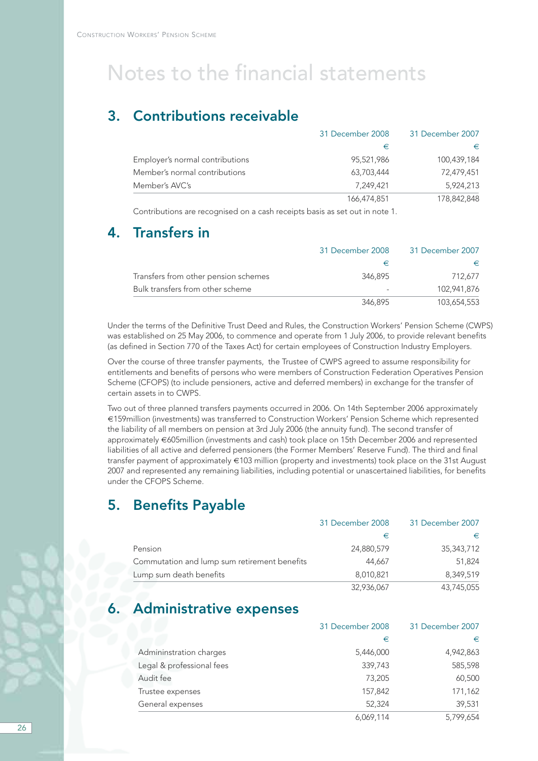# Notes to the financial statements

## 3. Contributions receivable

| | 31 December 2008 | 31 December 2007 |
|---|---|---|
| | € | € |
| Employer's normal contributions | 95,521,986 | 100,439,184 |
| Member's normal contributions | 63,703,444 | 72,479,451 |
| Member's AVC's | 7,249,421 | 5,924,213 |
| | 166,474,851 | 178,842,848 |

Contributions are recognised on a cash receipts basis as set out in note 1.

## 4. Transfers in

| | 31 December 2008 | 31 December 2007 |
|---|---|---|
| | € | € |
| Transfers from other pension schemes | 346,895 | 712,677 |
| Bulk transfers from other scheme | - | 102,941,876 |
| | 346,895 | 103,654,553 |

Under the terms of the Definitive Trust Deed and Rules, the Construction Workers' Pension Scheme (CWPS) was established on 25 May 2006, to commence and operate from 1 July 2006, to provide relevant benefits (as defined in Section 770 of the Taxes Act) for certain employees of Construction Industry Employers.

Over the course of three transfer payments, the Trustee of CWPS agreed to assume responsibility for entitlements and benefits of persons who were members of Construction Federation Operatives Pension Scheme (CFOPS) (to include pensioners, active and deferred members) in exchange for the transfer of certain assets in to CWPS.

Two out of three planned transfers payments occurred in 2006. On 14th September 2006 approximately €159million (investments) was transferred to Construction Workers' Pension Scheme which represented the liability of all members on pension at 3rd July 2006 (the annuity fund). The second transfer of approximately €605million (investments and cash) took place on 15th December 2006 and represented liabilities of all active and deferred pensioners (the Former Members' Reserve Fund). The third and final transfer payment of approximately €103 million (property and investments) took place on the 31st August 2007 and represented any remaining liabilities, including potential or unascertained liabilities, for benefits under the CFOPS Scheme.

## 5. Benefits Payable

| | 31 December 2008 | 31 December 2007 |
|---|---|---|
| | € | € |
| Pension | 24,880,579 | 35,343,712 |
| Commutation and lump sum retirement benefits | 44,667 | 51,824 |
| Lump sum death benefits | 8,010,821 | 8,349,519 |
| | 32,936,067 | 43,745,055 |

## 6. Administrative expenses

| | 31 December 2008 | 31 December 2007 |
|---|---|---|
| | € | € |
| Admininstration charges | 5,446,000 | 4,942,863 |
| Legal & professional fees | 339,743 | 585,598 |
| Audit fee | 73,205 | 60,500 |
| Trustee expenses | 157,842 | 171,162 |
| General expenses | 52,324 | 39,531 |
| | 6,069,114 | 5,799,654 |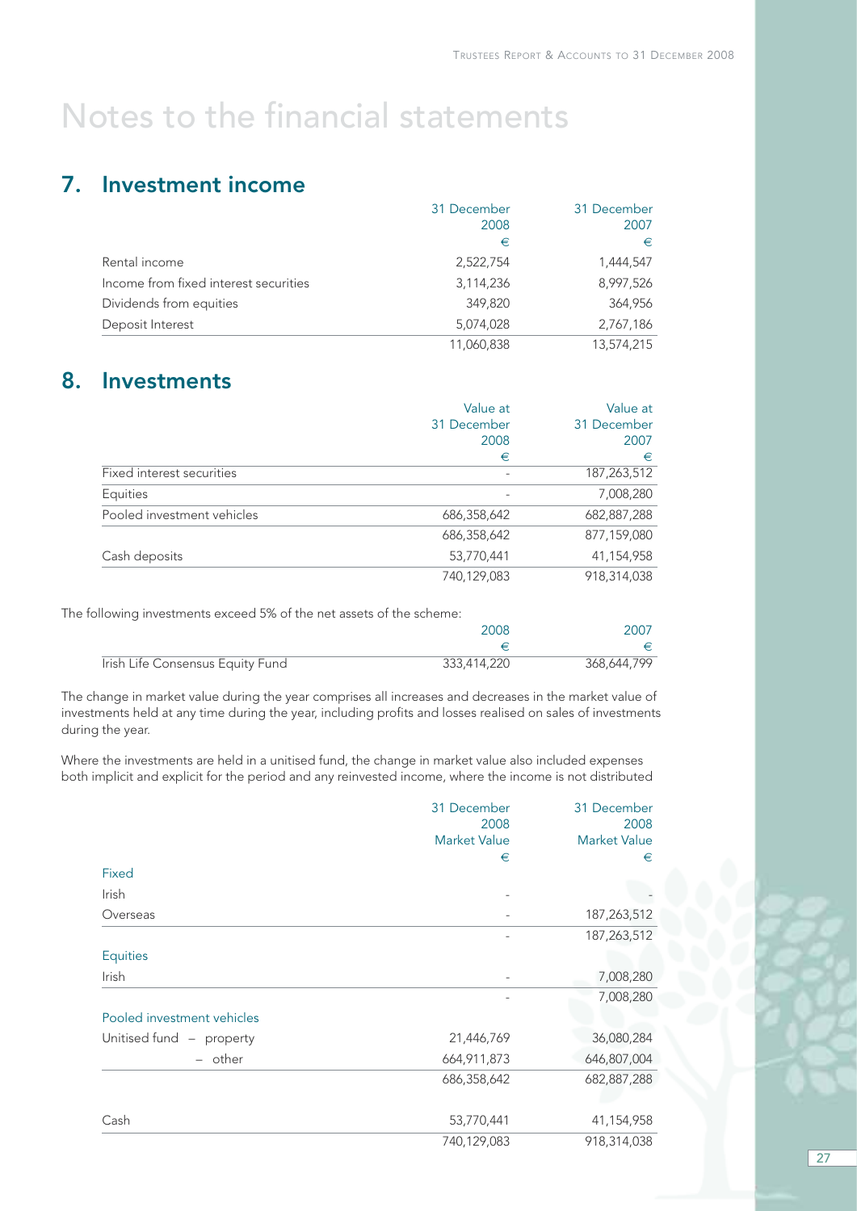# Notes to the financial statements

## 7. Investment income

| | 31 December 2008 € | 31 December 2007 € |
|---|---|---|
| Rental income | 2,522,754 | 1,444,547 |
| Income from fixed interest securities | 3,114,236 | 8,997,526 |
| Dividends from equities | 349,820 | 364,956 |
| Deposit Interest | 5,074,028 | 2,767,186 |
| | 11,060,838 | 13,574,215 |

## 8. Investments

| | Value at 31 December 2008 € | Value at 31 December 2007 € |
|---|---|---|
| Fixed interest securities | - | 187,263,512 |
| Equities | - | 7,008,280 |
| Pooled investment vehicles | 686,358,642 | 682,887,288 |
| | 686,358,642 | 877,159,080 |
| Cash deposits | 53,770,441 | 41,154,958 |
| | 740,129,083 | 918,314,038 |

The following investments exceed 5% of the net assets of the scheme:

| | 2008 € | 2007 € |
|---|---|---|
| Irish Life Consensus Equity Fund | 333,414,220 | 368,644,799 |

The change in market value during the year comprises all increases and decreases in the market value of investments held at any time during the year, including profits and losses realised on sales of investments during the year.

Where the investments are held in a unitised fund, the change in market value also included expenses both implicit and explicit for the period and any reinvested income, where the income is not distributed

| | 31 December 2008 Market Value € | 31 December 2008 Market Value € |
|---|---|---|
| **Fixed** | | |
| Irish | - | - |
| Overseas | - | 187,263,512 |
| | - | 187,263,512 |
| **Equities** | | |
| Irish | - | 7,008,280 |
| | - | 7,008,280 |
| **Pooled investment vehicles** | | |
| Unitised fund – property | 21,446,769 | 36,080,284 |
| – other | 664,911,873 | 646,807,004 |
| | 686,358,642 | 682,887,288 |
| Cash | 53,770,441 | 41,154,958 |
| | 740,129,083 | 918,314,038 |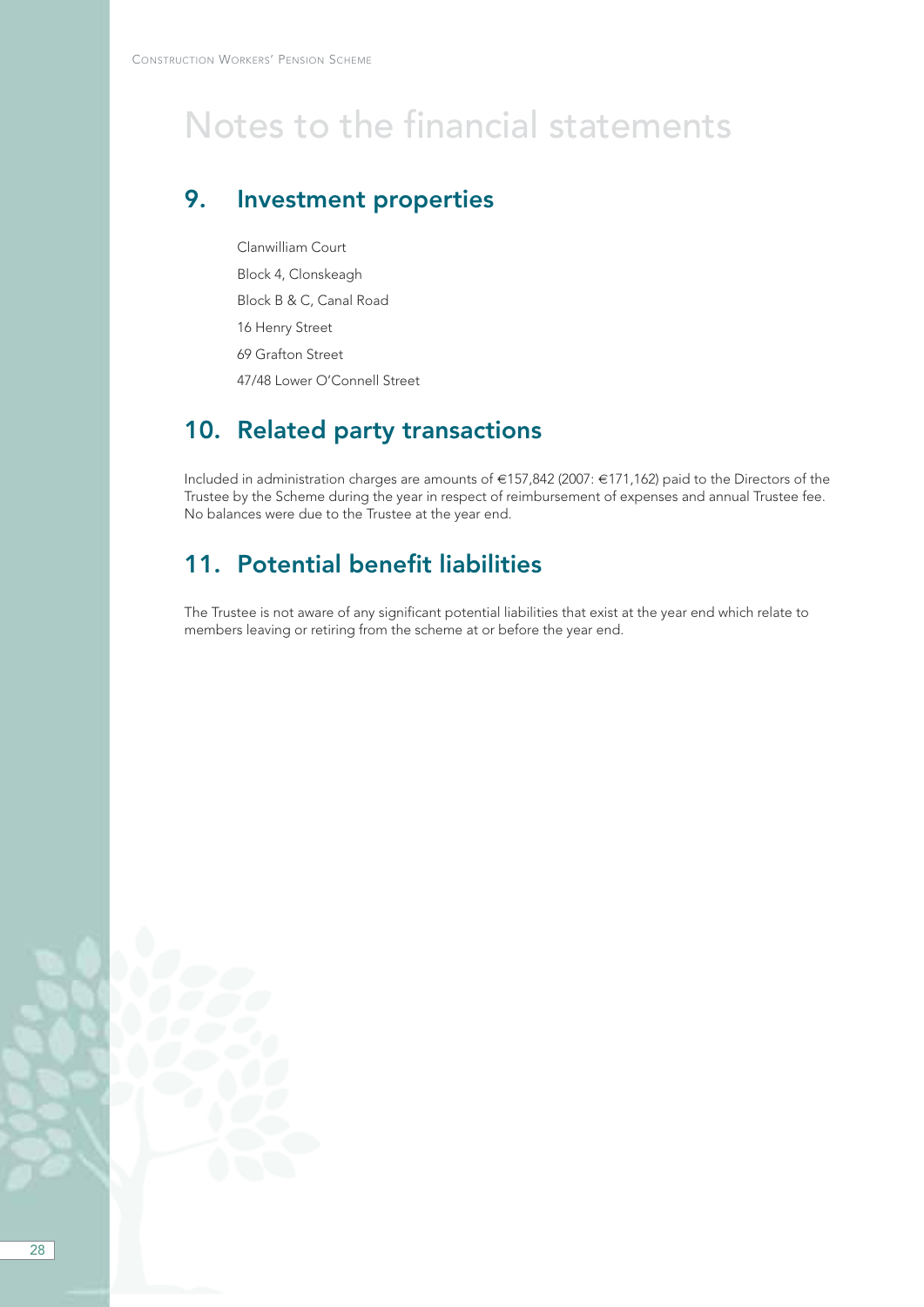# Notes to the financial statements

## 9. Investment properties

Clanwilliam Court
Block 4, Clonskeagh
Block B & C, Canal Road
16 Henry Street
69 Grafton Street
47/48 Lower O'Connell Street

## 10. Related party transactions

Included in administration charges are amounts of €157,842 (2007: €171,162) paid to the Directors of the Trustee by the Scheme during the year in respect of reimbursement of expenses and annual Trustee fee. No balances were due to the Trustee at the year end.

## 11. Potential benefit liabilities

The Trustee is not aware of any significant potential liabilities that exist at the year end which relate to members leaving or retiring from the scheme at or before the year end.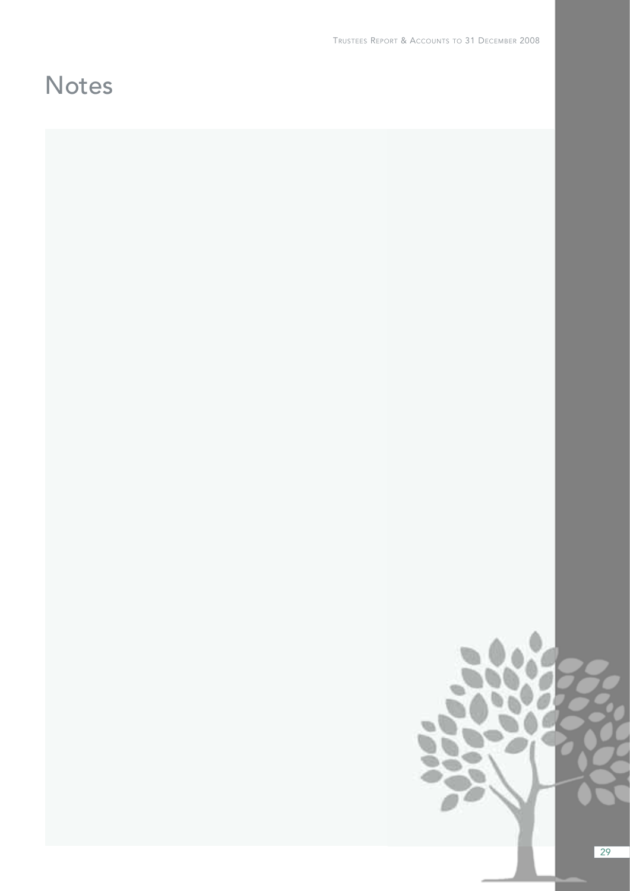# Notes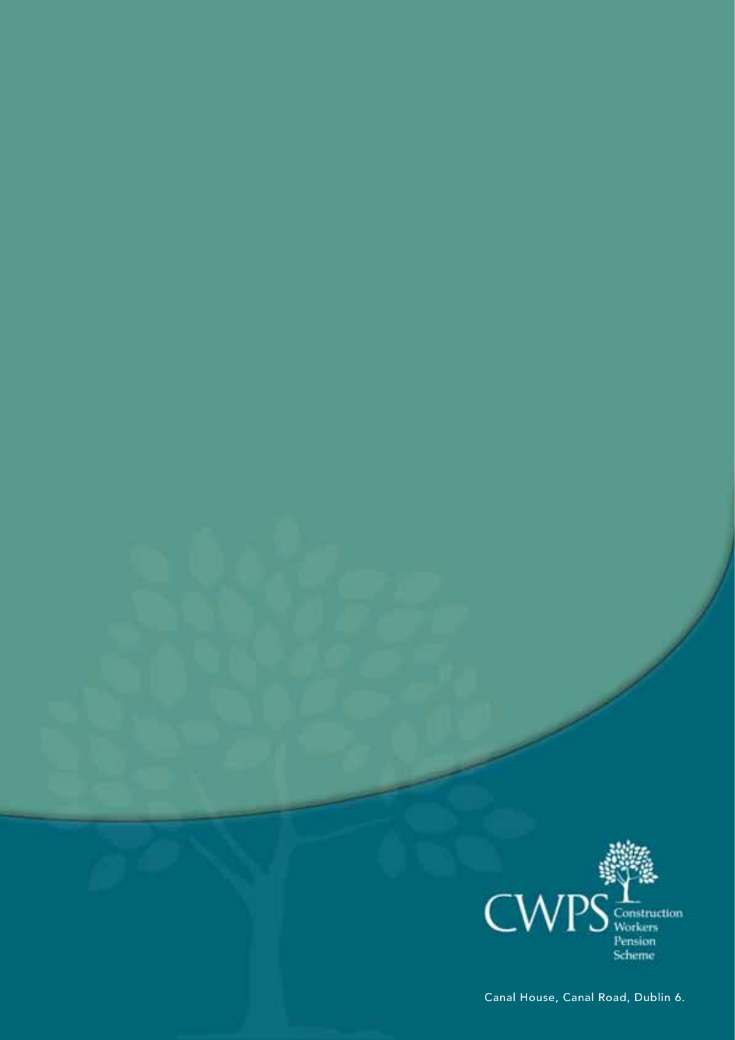CWPS Construction Workers Pension Scheme

Canal House, Canal Road, Dublin 6.